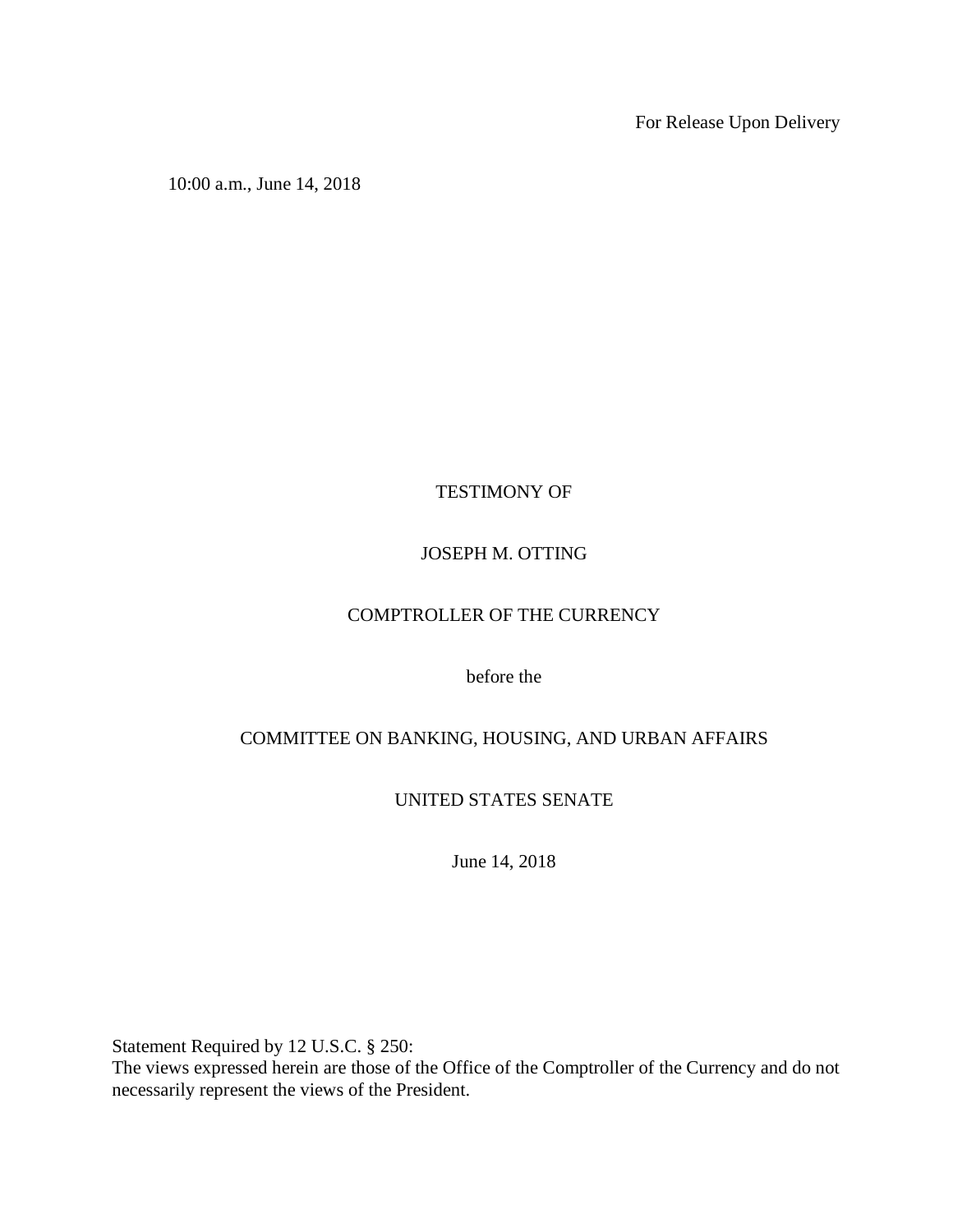For Release Upon Delivery

10:00 a.m., June 14, 2018

# TESTIMONY OF

# JOSEPH M. OTTING

# COMPTROLLER OF THE CURRENCY

before the

# COMMITTEE ON BANKING, HOUSING, AND URBAN AFFAIRS

# UNITED STATES SENATE

June 14, 2018

Statement Required by 12 U.S.C. § 250:
The views expressed herein are those of the Office of the Comptroller of the Currency and do not necessarily represent the views of the President.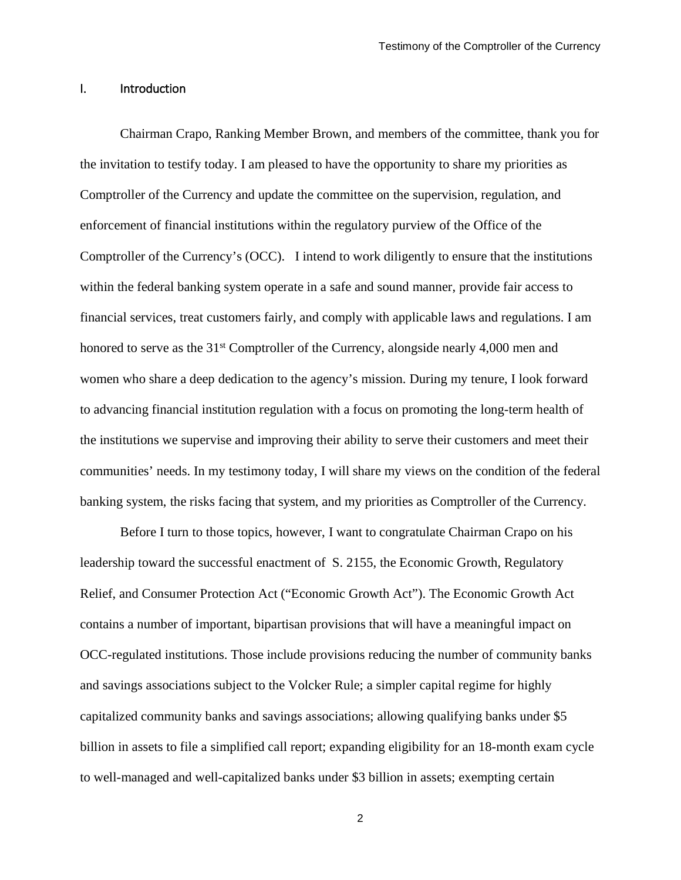## I. Introduction

Chairman Crapo, Ranking Member Brown, and members of the committee, thank you for the invitation to testify today. I am pleased to have the opportunity to share my priorities as Comptroller of the Currency and update the committee on the supervision, regulation, and enforcement of financial institutions within the regulatory purview of the Office of the Comptroller of the Currency's (OCC). I intend to work diligently to ensure that the institutions within the federal banking system operate in a safe and sound manner, provide fair access to financial services, treat customers fairly, and comply with applicable laws and regulations. I am honored to serve as the 31st Comptroller of the Currency, alongside nearly 4,000 men and women who share a deep dedication to the agency's mission. During my tenure, I look forward to advancing financial institution regulation with a focus on promoting the long-term health of the institutions we supervise and improving their ability to serve their customers and meet their communities' needs. In my testimony today, I will share my views on the condition of the federal banking system, the risks facing that system, and my priorities as Comptroller of the Currency.

Before I turn to those topics, however, I want to congratulate Chairman Crapo on his leadership toward the successful enactment of S. 2155, the Economic Growth, Regulatory Relief, and Consumer Protection Act ("Economic Growth Act"). The Economic Growth Act contains a number of important, bipartisan provisions that will have a meaningful impact on OCC-regulated institutions. Those include provisions reducing the number of community banks and savings associations subject to the Volcker Rule; a simpler capital regime for highly capitalized community banks and savings associations; allowing qualifying banks under $5 billion in assets to file a simplified call report; expanding eligibility for an 18-month exam cycle to well-managed and well-capitalized banks under $3 billion in assets; exempting certain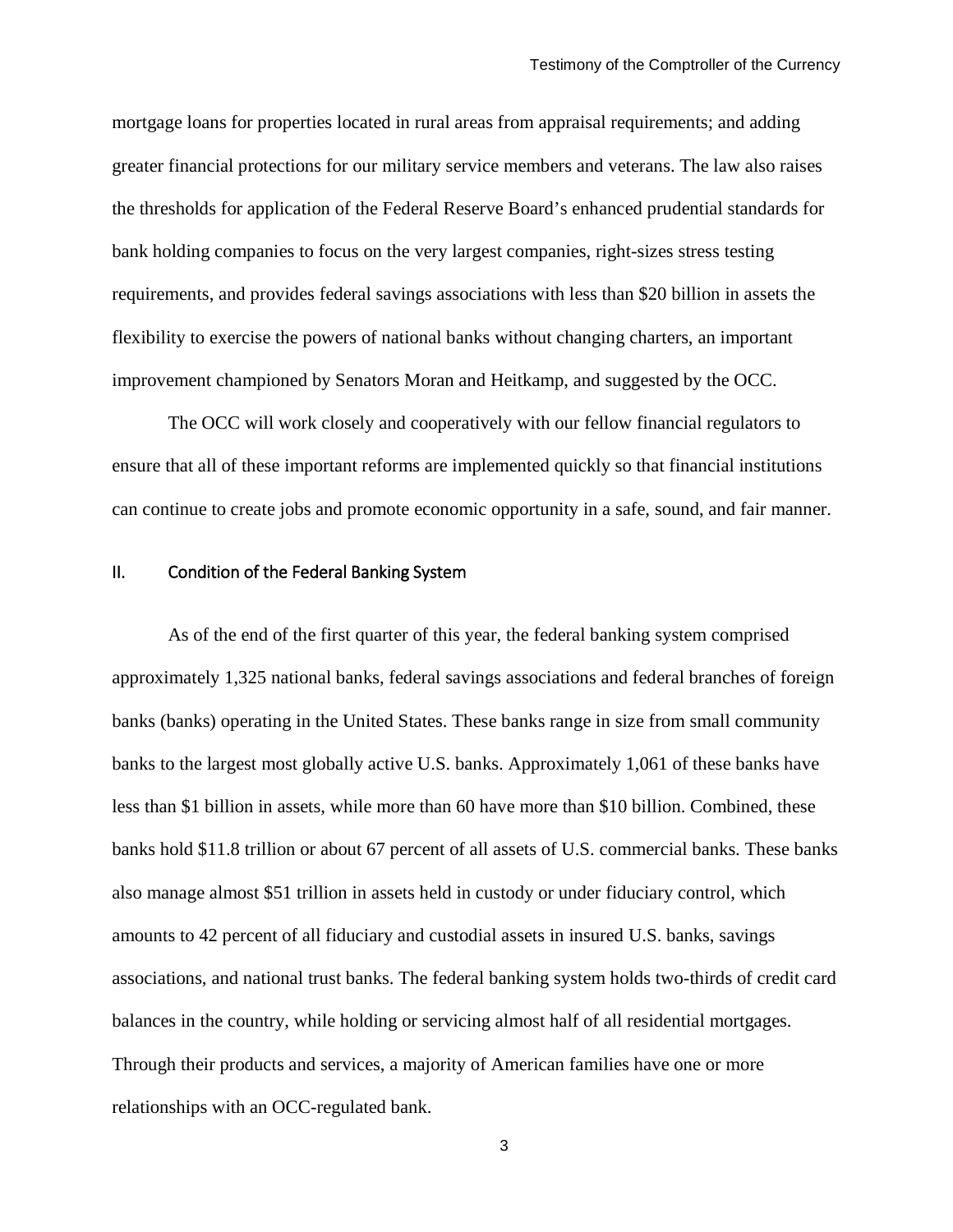mortgage loans for properties located in rural areas from appraisal requirements; and adding greater financial protections for our military service members and veterans. The law also raises the thresholds for application of the Federal Reserve Board's enhanced prudential standards for bank holding companies to focus on the very largest companies, right-sizes stress testing requirements, and provides federal savings associations with less than $20 billion in assets the flexibility to exercise the powers of national banks without changing charters, an important improvement championed by Senators Moran and Heitkamp, and suggested by the OCC.

The OCC will work closely and cooperatively with our fellow financial regulators to ensure that all of these important reforms are implemented quickly so that financial institutions can continue to create jobs and promote economic opportunity in a safe, sound, and fair manner.

## II. Condition of the Federal Banking System

As of the end of the first quarter of this year, the federal banking system comprised approximately 1,325 national banks, federal savings associations and federal branches of foreign banks (banks) operating in the United States. These banks range in size from small community banks to the largest most globally active U.S. banks. Approximately 1,061 of these banks have less than $1 billion in assets, while more than 60 have more than $10 billion. Combined, these banks hold $11.8 trillion or about 67 percent of all assets of U.S. commercial banks. These banks also manage almost $51 trillion in assets held in custody or under fiduciary control, which amounts to 42 percent of all fiduciary and custodial assets in insured U.S. banks, savings associations, and national trust banks. The federal banking system holds two-thirds of credit card balances in the country, while holding or servicing almost half of all residential mortgages. Through their products and services, a majority of American families have one or more relationships with an OCC-regulated bank.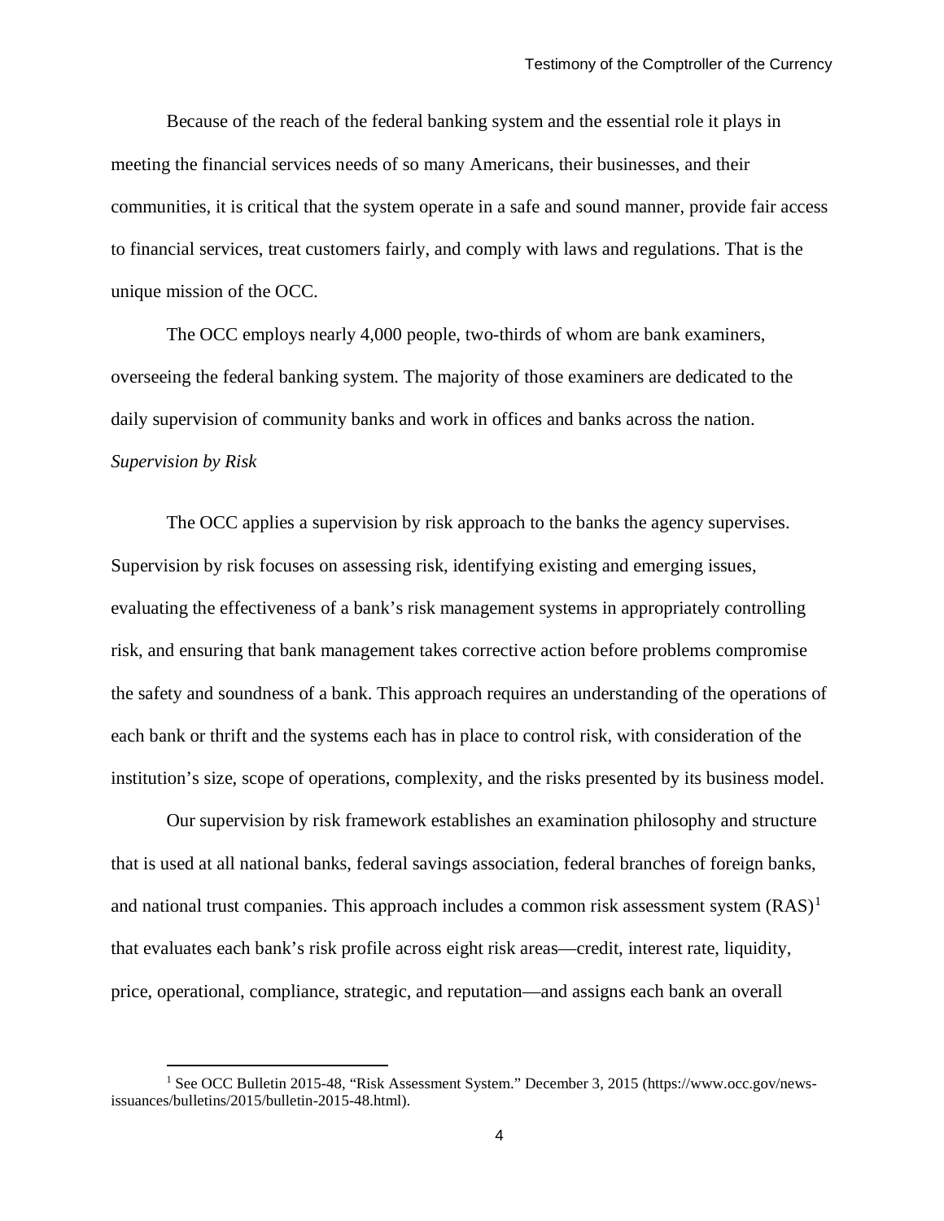Because of the reach of the federal banking system and the essential role it plays in meeting the financial services needs of so many Americans, their businesses, and their communities, it is critical that the system operate in a safe and sound manner, provide fair access to financial services, treat customers fairly, and comply with laws and regulations. That is the unique mission of the OCC.

The OCC employs nearly 4,000 people, two-thirds of whom are bank examiners, overseeing the federal banking system. The majority of those examiners are dedicated to the daily supervision of community banks and work in offices and banks across the nation.

*Supervision by Risk*

The OCC applies a supervision by risk approach to the banks the agency supervises. Supervision by risk focuses on assessing risk, identifying existing and emerging issues, evaluating the effectiveness of a bank's risk management systems in appropriately controlling risk, and ensuring that bank management takes corrective action before problems compromise the safety and soundness of a bank. This approach requires an understanding of the operations of each bank or thrift and the systems each has in place to control risk, with consideration of the institution's size, scope of operations, complexity, and the risks presented by its business model.

Our supervision by risk framework establishes an examination philosophy and structure that is used at all national banks, federal savings association, federal branches of foreign banks, and national trust companies. This approach includes a common risk assessment system (RAS)[1] that evaluates each bank's risk profile across eight risk areas—credit, interest rate, liquidity, price, operational, compliance, strategic, and reputation—and assigns each bank an overall

[1] See OCC Bulletin 2015-48, "Risk Assessment System." December 3, 2015 (https://www.occ.gov/news-issuances/bulletins/2015/bulletin-2015-48.html).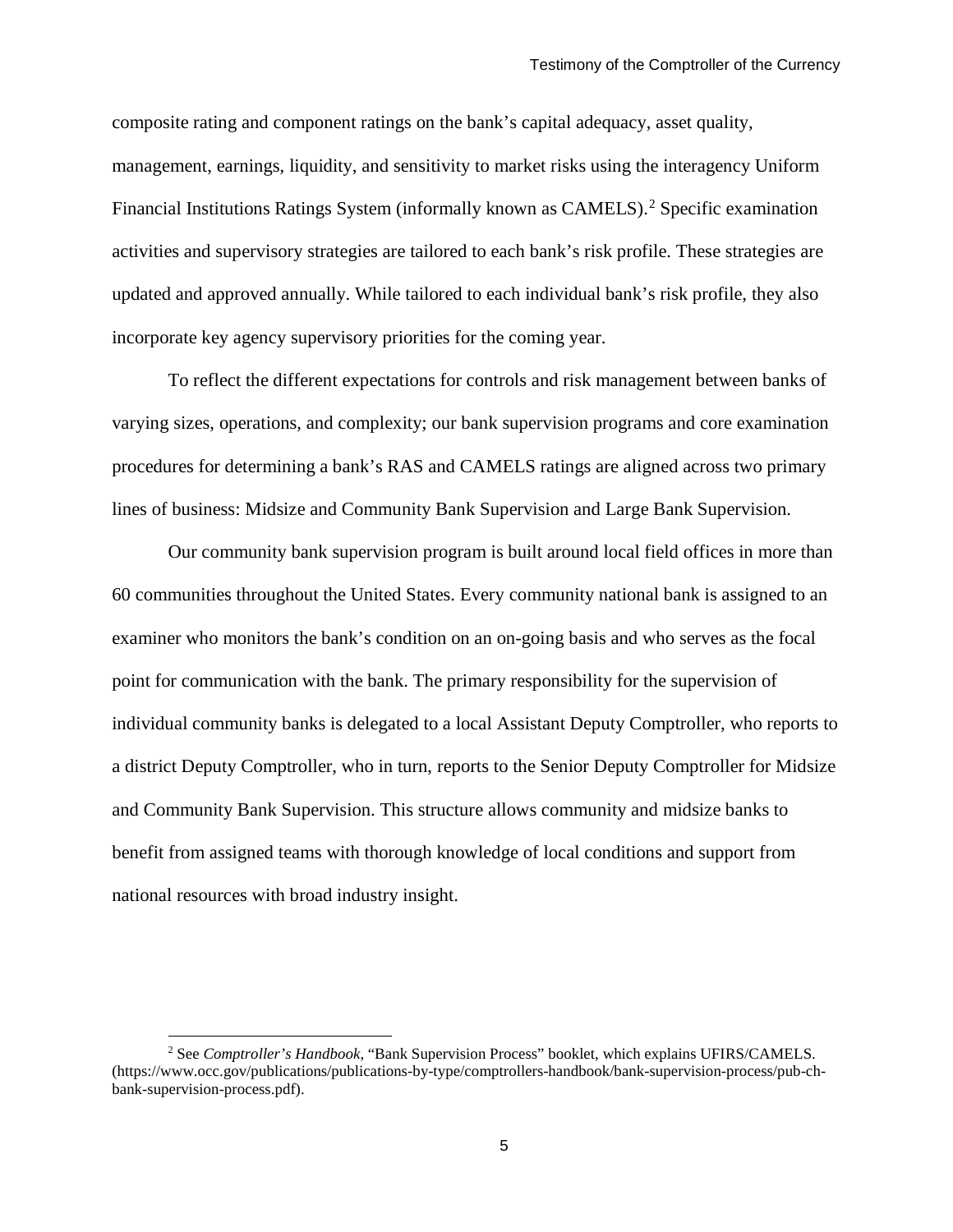composite rating and component ratings on the bank's capital adequacy, asset quality, management, earnings, liquidity, and sensitivity to market risks using the interagency Uniform Financial Institutions Ratings System (informally known as CAMELS).[2] Specific examination activities and supervisory strategies are tailored to each bank's risk profile. These strategies are updated and approved annually. While tailored to each individual bank's risk profile, they also incorporate key agency supervisory priorities for the coming year.

To reflect the different expectations for controls and risk management between banks of varying sizes, operations, and complexity; our bank supervision programs and core examination procedures for determining a bank's RAS and CAMELS ratings are aligned across two primary lines of business: Midsize and Community Bank Supervision and Large Bank Supervision.

Our community bank supervision program is built around local field offices in more than 60 communities throughout the United States. Every community national bank is assigned to an examiner who monitors the bank's condition on an on-going basis and who serves as the focal point for communication with the bank. The primary responsibility for the supervision of individual community banks is delegated to a local Assistant Deputy Comptroller, who reports to a district Deputy Comptroller, who in turn, reports to the Senior Deputy Comptroller for Midsize and Community Bank Supervision. This structure allows community and midsize banks to benefit from assigned teams with thorough knowledge of local conditions and support from national resources with broad industry insight.

---

[2] See *Comptroller's Handbook*, "Bank Supervision Process" booklet, which explains UFIRS/CAMELS. (https://www.occ.gov/publications/publications-by-type/comptrollers-handbook/bank-supervision-process/pub-ch-bank-supervision-process.pdf).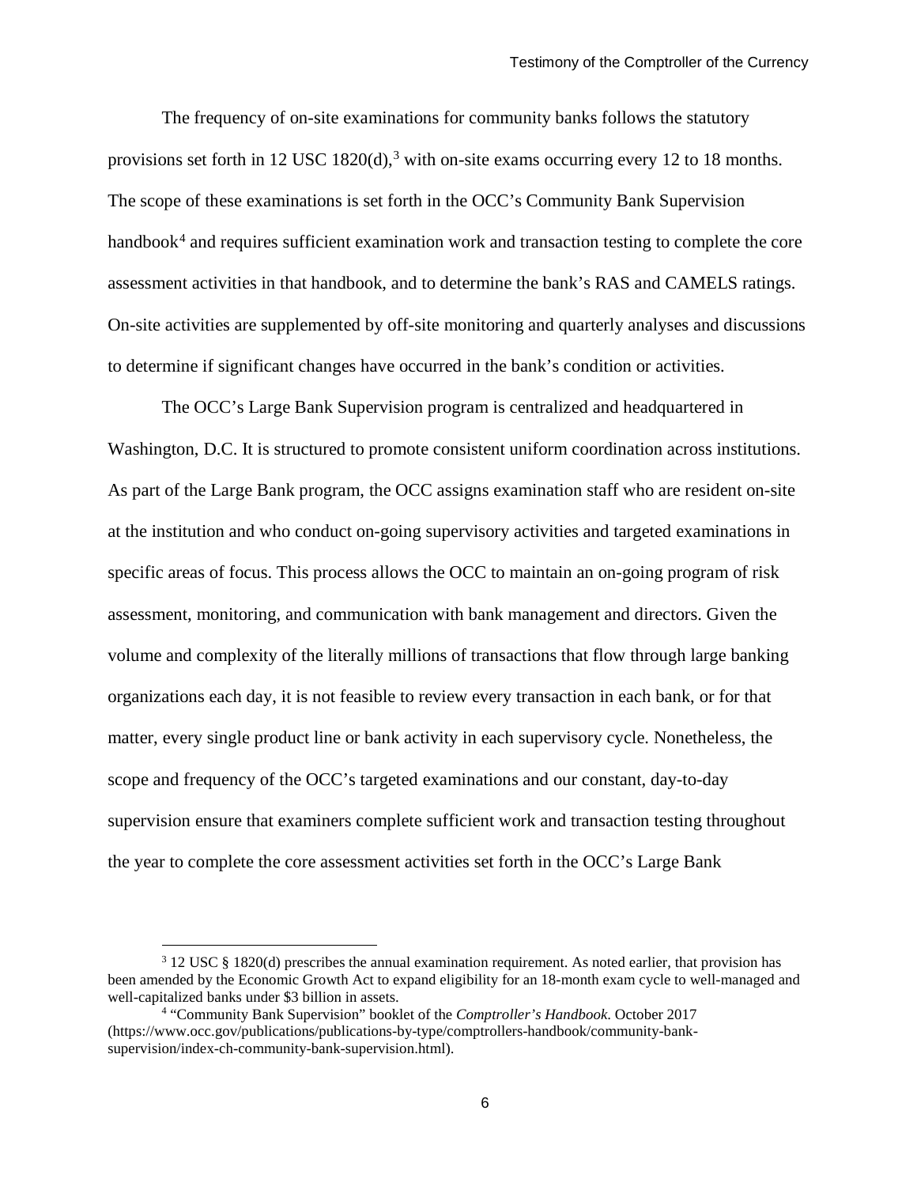The frequency of on-site examinations for community banks follows the statutory provisions set forth in 12 USC 1820(d),[3] with on-site exams occurring every 12 to 18 months. The scope of these examinations is set forth in the OCC's Community Bank Supervision handbook[4] and requires sufficient examination work and transaction testing to complete the core assessment activities in that handbook, and to determine the bank's RAS and CAMELS ratings. On-site activities are supplemented by off-site monitoring and quarterly analyses and discussions to determine if significant changes have occurred in the bank's condition or activities.

The OCC's Large Bank Supervision program is centralized and headquartered in Washington, D.C. It is structured to promote consistent uniform coordination across institutions. As part of the Large Bank program, the OCC assigns examination staff who are resident on-site at the institution and who conduct on-going supervisory activities and targeted examinations in specific areas of focus. This process allows the OCC to maintain an on-going program of risk assessment, monitoring, and communication with bank management and directors. Given the volume and complexity of the literally millions of transactions that flow through large banking organizations each day, it is not feasible to review every transaction in each bank, or for that matter, every single product line or bank activity in each supervisory cycle. Nonetheless, the scope and frequency of the OCC's targeted examinations and our constant, day-to-day supervision ensure that examiners complete sufficient work and transaction testing throughout the year to complete the core assessment activities set forth in the OCC's Large Bank

---

[3] 12 USC § 1820(d) prescribes the annual examination requirement. As noted earlier, that provision has been amended by the Economic Growth Act to expand eligibility for an 18-month exam cycle to well-managed and well-capitalized banks under $3 billion in assets.

[4] "Community Bank Supervision" booklet of the *Comptroller's Handbook*. October 2017 (https://www.occ.gov/publications/publications-by-type/comptrollers-handbook/community-bank-supervision/index-ch-community-bank-supervision.html).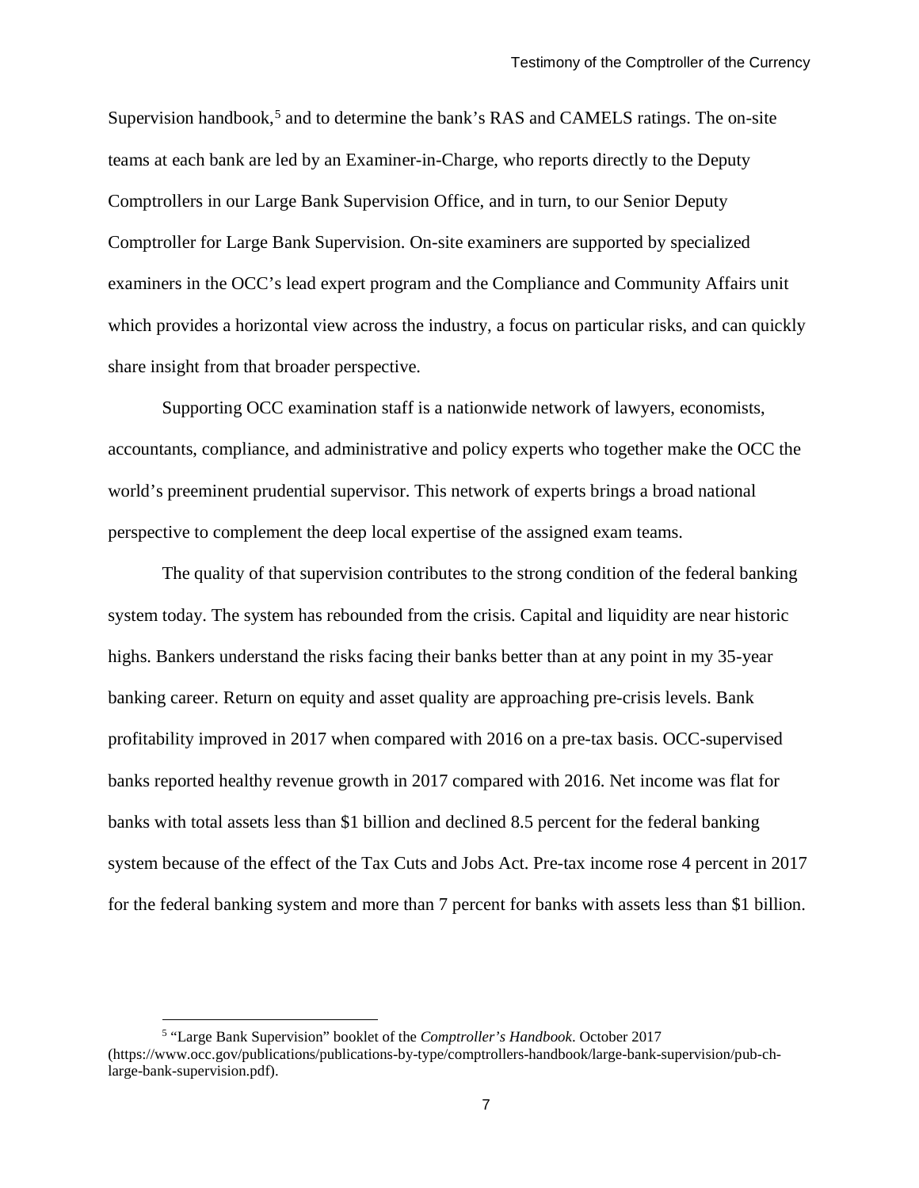Supervision handbook,[5] and to determine the bank's RAS and CAMELS ratings. The on-site teams at each bank are led by an Examiner-in-Charge, who reports directly to the Deputy Comptrollers in our Large Bank Supervision Office, and in turn, to our Senior Deputy Comptroller for Large Bank Supervision. On-site examiners are supported by specialized examiners in the OCC's lead expert program and the Compliance and Community Affairs unit which provides a horizontal view across the industry, a focus on particular risks, and can quickly share insight from that broader perspective.

Supporting OCC examination staff is a nationwide network of lawyers, economists, accountants, compliance, and administrative and policy experts who together make the OCC the world's preeminent prudential supervisor. This network of experts brings a broad national perspective to complement the deep local expertise of the assigned exam teams.

The quality of that supervision contributes to the strong condition of the federal banking system today. The system has rebounded from the crisis. Capital and liquidity are near historic highs. Bankers understand the risks facing their banks better than at any point in my 35-year banking career. Return on equity and asset quality are approaching pre-crisis levels. Bank profitability improved in 2017 when compared with 2016 on a pre-tax basis. OCC-supervised banks reported healthy revenue growth in 2017 compared with 2016. Net income was flat for banks with total assets less than \$1 billion and declined 8.5 percent for the federal banking system because of the effect of the Tax Cuts and Jobs Act. Pre-tax income rose 4 percent in 2017 for the federal banking system and more than 7 percent for banks with assets less than \$1 billion.

---

[5] "Large Bank Supervision" booklet of the *Comptroller's Handbook*. October 2017 (https://www.occ.gov/publications/publications-by-type/comptrollers-handbook/large-bank-supervision/pub-ch-large-bank-supervision.pdf).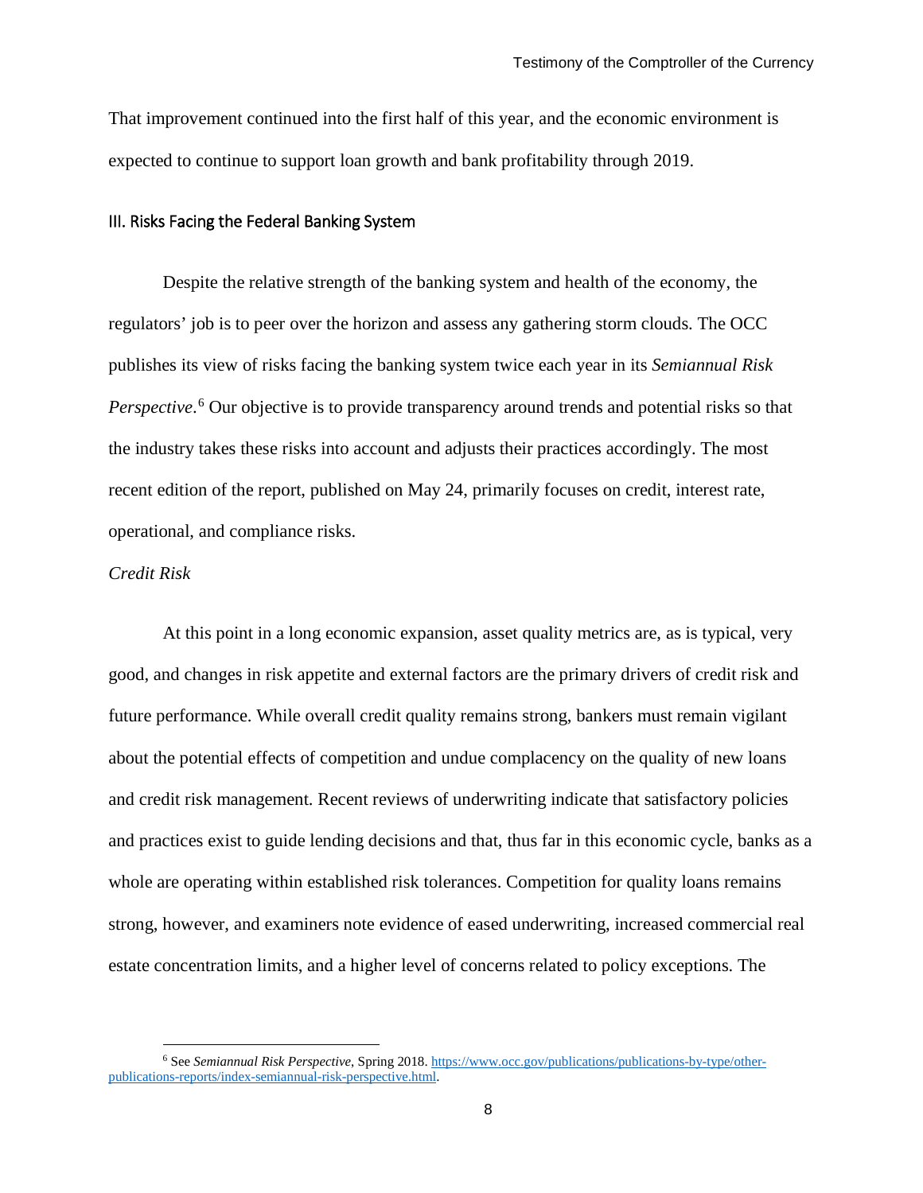That improvement continued into the first half of this year, and the economic environment is expected to continue to support loan growth and bank profitability through 2019.

## III. Risks Facing the Federal Banking System

Despite the relative strength of the banking system and health of the economy, the regulators' job is to peer over the horizon and assess any gathering storm clouds. The OCC publishes its view of risks facing the banking system twice each year in its *Semiannual Risk Perspective*.[6] Our objective is to provide transparency around trends and potential risks so that the industry takes these risks into account and adjusts their practices accordingly. The most recent edition of the report, published on May 24, primarily focuses on credit, interest rate, operational, and compliance risks.

### *Credit Risk*

At this point in a long economic expansion, asset quality metrics are, as is typical, very good, and changes in risk appetite and external factors are the primary drivers of credit risk and future performance. While overall credit quality remains strong, bankers must remain vigilant about the potential effects of competition and undue complacency on the quality of new loans and credit risk management. Recent reviews of underwriting indicate that satisfactory policies and practices exist to guide lending decisions and that, thus far in this economic cycle, banks as a whole are operating within established risk tolerances. Competition for quality loans remains strong, however, and examiners note evidence of eased underwriting, increased commercial real estate concentration limits, and a higher level of concerns related to policy exceptions. The

---

[6] See *Semiannual Risk Perspective*, Spring 2018. https://www.occ.gov/publications/publications-by-type/other-publications-reports/index-semiannual-risk-perspective.html.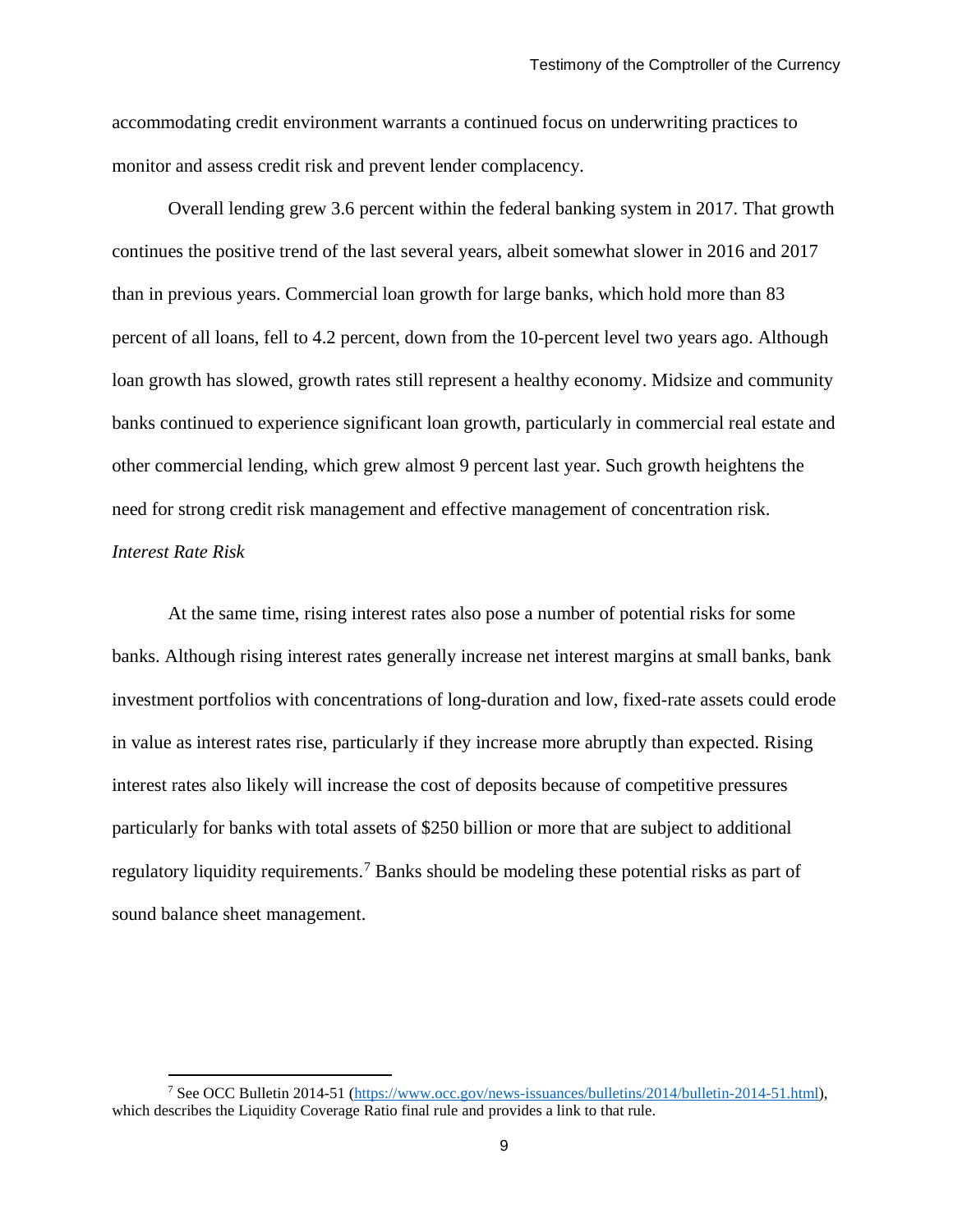accommodating credit environment warrants a continued focus on underwriting practices to monitor and assess credit risk and prevent lender complacency.

Overall lending grew 3.6 percent within the federal banking system in 2017. That growth continues the positive trend of the last several years, albeit somewhat slower in 2016 and 2017 than in previous years. Commercial loan growth for large banks, which hold more than 83 percent of all loans, fell to 4.2 percent, down from the 10-percent level two years ago. Although loan growth has slowed, growth rates still represent a healthy economy. Midsize and community banks continued to experience significant loan growth, particularly in commercial real estate and other commercial lending, which grew almost 9 percent last year. Such growth heightens the need for strong credit risk management and effective management of concentration risk.

*Interest Rate Risk*

At the same time, rising interest rates also pose a number of potential risks for some banks. Although rising interest rates generally increase net interest margins at small banks, bank investment portfolios with concentrations of long-duration and low, fixed-rate assets could erode in value as interest rates rise, particularly if they increase more abruptly than expected. Rising interest rates also likely will increase the cost of deposits because of competitive pressures particularly for banks with total assets of $250 billion or more that are subject to additional regulatory liquidity requirements.[7] Banks should be modeling these potential risks as part of sound balance sheet management.

---

[7] See OCC Bulletin 2014-51 (https://www.occ.gov/news-issuances/bulletins/2014/bulletin-2014-51.html), which describes the Liquidity Coverage Ratio final rule and provides a link to that rule.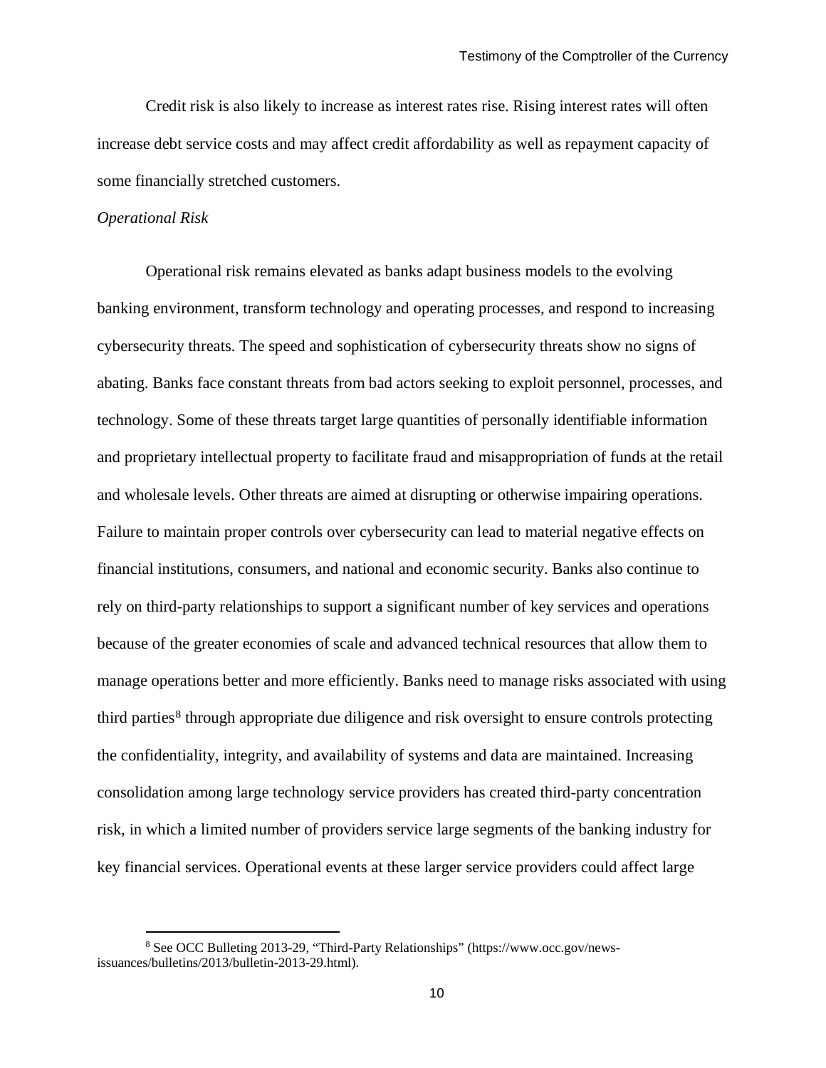Credit risk is also likely to increase as interest rates rise. Rising interest rates will often increase debt service costs and may affect credit affordability as well as repayment capacity of some financially stretched customers.

*Operational Risk*

Operational risk remains elevated as banks adapt business models to the evolving banking environment, transform technology and operating processes, and respond to increasing cybersecurity threats. The speed and sophistication of cybersecurity threats show no signs of abating. Banks face constant threats from bad actors seeking to exploit personnel, processes, and technology. Some of these threats target large quantities of personally identifiable information and proprietary intellectual property to facilitate fraud and misappropriation of funds at the retail and wholesale levels. Other threats are aimed at disrupting or otherwise impairing operations. Failure to maintain proper controls over cybersecurity can lead to material negative effects on financial institutions, consumers, and national and economic security. Banks also continue to rely on third-party relationships to support a significant number of key services and operations because of the greater economies of scale and advanced technical resources that allow them to manage operations better and more efficiently. Banks need to manage risks associated with using third parties[8] through appropriate due diligence and risk oversight to ensure controls protecting the confidentiality, integrity, and availability of systems and data are maintained. Increasing consolidation among large technology service providers has created third-party concentration risk, in which a limited number of providers service large segments of the banking industry for key financial services. Operational events at these larger service providers could affect large

---

[8] See OCC Bulleting 2013-29, "Third-Party Relationships" (https://www.occ.gov/news-issuances/bulletins/2013/bulletin-2013-29.html).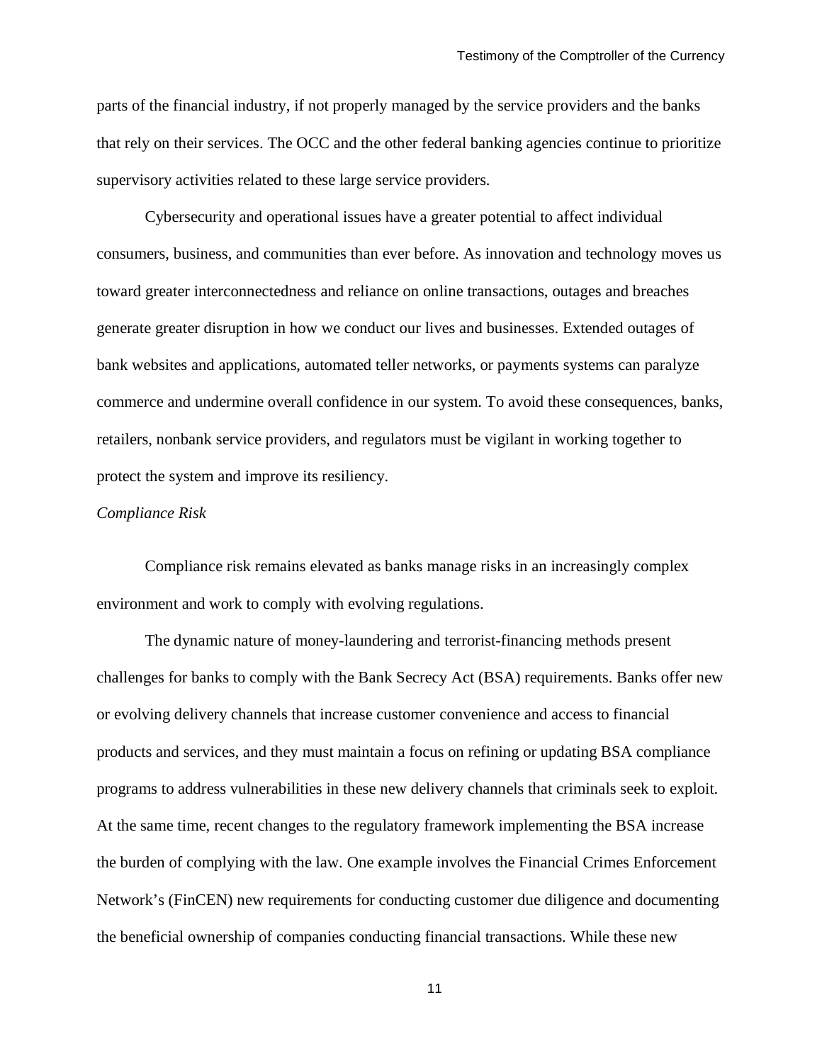parts of the financial industry, if not properly managed by the service providers and the banks that rely on their services. The OCC and the other federal banking agencies continue to prioritize supervisory activities related to these large service providers.

Cybersecurity and operational issues have a greater potential to affect individual consumers, business, and communities than ever before. As innovation and technology moves us toward greater interconnectedness and reliance on online transactions, outages and breaches generate greater disruption in how we conduct our lives and businesses. Extended outages of bank websites and applications, automated teller networks, or payments systems can paralyze commerce and undermine overall confidence in our system. To avoid these consequences, banks, retailers, nonbank service providers, and regulators must be vigilant in working together to protect the system and improve its resiliency.

*Compliance Risk*

Compliance risk remains elevated as banks manage risks in an increasingly complex environment and work to comply with evolving regulations.

The dynamic nature of money-laundering and terrorist-financing methods present challenges for banks to comply with the Bank Secrecy Act (BSA) requirements. Banks offer new or evolving delivery channels that increase customer convenience and access to financial products and services, and they must maintain a focus on refining or updating BSA compliance programs to address vulnerabilities in these new delivery channels that criminals seek to exploit. At the same time, recent changes to the regulatory framework implementing the BSA increase the burden of complying with the law. One example involves the Financial Crimes Enforcement Network's (FinCEN) new requirements for conducting customer due diligence and documenting the beneficial ownership of companies conducting financial transactions. While these new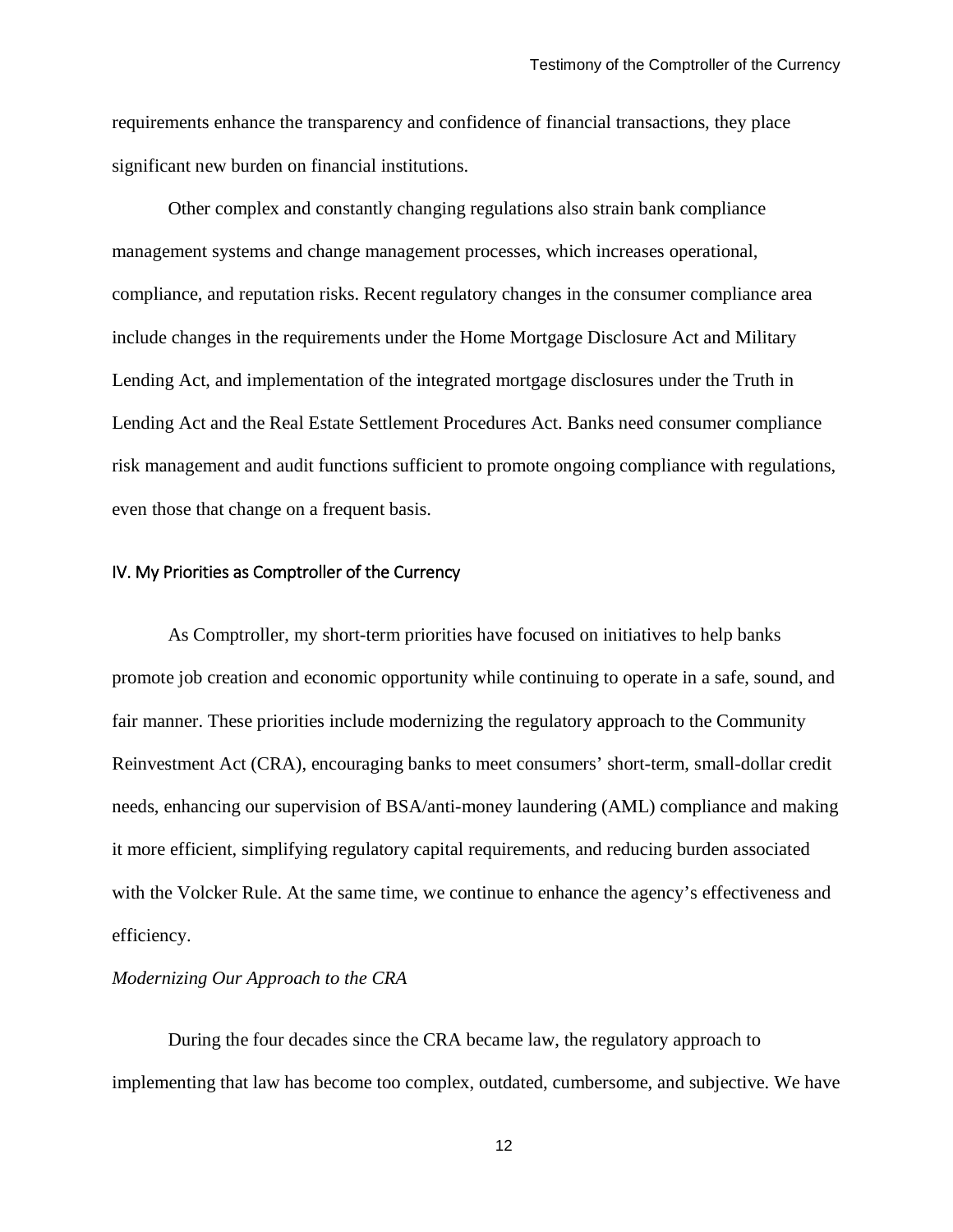requirements enhance the transparency and confidence of financial transactions, they place significant new burden on financial institutions.

Other complex and constantly changing regulations also strain bank compliance management systems and change management processes, which increases operational, compliance, and reputation risks. Recent regulatory changes in the consumer compliance area include changes in the requirements under the Home Mortgage Disclosure Act and Military Lending Act, and implementation of the integrated mortgage disclosures under the Truth in Lending Act and the Real Estate Settlement Procedures Act. Banks need consumer compliance risk management and audit functions sufficient to promote ongoing compliance with regulations, even those that change on a frequent basis.

## IV. My Priorities as Comptroller of the Currency

As Comptroller, my short-term priorities have focused on initiatives to help banks promote job creation and economic opportunity while continuing to operate in a safe, sound, and fair manner. These priorities include modernizing the regulatory approach to the Community Reinvestment Act (CRA), encouraging banks to meet consumers' short-term, small-dollar credit needs, enhancing our supervision of BSA/anti-money laundering (AML) compliance and making it more efficient, simplifying regulatory capital requirements, and reducing burden associated with the Volcker Rule. At the same time, we continue to enhance the agency's effectiveness and efficiency.

### *Modernizing Our Approach to the CRA*

During the four decades since the CRA became law, the regulatory approach to implementing that law has become too complex, outdated, cumbersome, and subjective. We have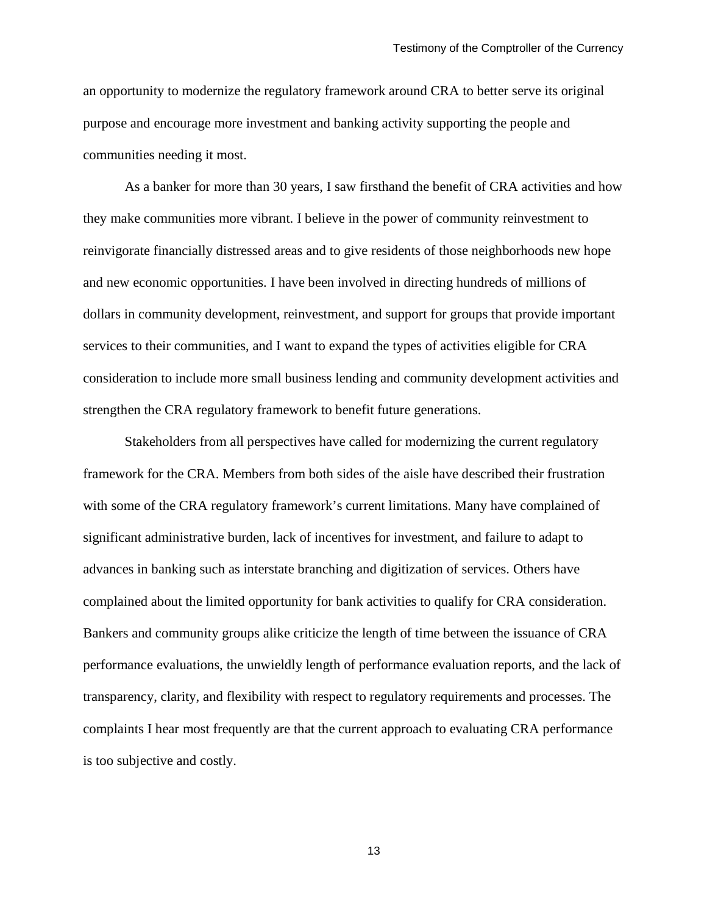an opportunity to modernize the regulatory framework around CRA to better serve its original purpose and encourage more investment and banking activity supporting the people and communities needing it most.

As a banker for more than 30 years, I saw firsthand the benefit of CRA activities and how they make communities more vibrant. I believe in the power of community reinvestment to reinvigorate financially distressed areas and to give residents of those neighborhoods new hope and new economic opportunities. I have been involved in directing hundreds of millions of dollars in community development, reinvestment, and support for groups that provide important services to their communities, and I want to expand the types of activities eligible for CRA consideration to include more small business lending and community development activities and strengthen the CRA regulatory framework to benefit future generations.

Stakeholders from all perspectives have called for modernizing the current regulatory framework for the CRA. Members from both sides of the aisle have described their frustration with some of the CRA regulatory framework's current limitations. Many have complained of significant administrative burden, lack of incentives for investment, and failure to adapt to advances in banking such as interstate branching and digitization of services. Others have complained about the limited opportunity for bank activities to qualify for CRA consideration. Bankers and community groups alike criticize the length of time between the issuance of CRA performance evaluations, the unwieldly length of performance evaluation reports, and the lack of transparency, clarity, and flexibility with respect to regulatory requirements and processes. The complaints I hear most frequently are that the current approach to evaluating CRA performance is too subjective and costly.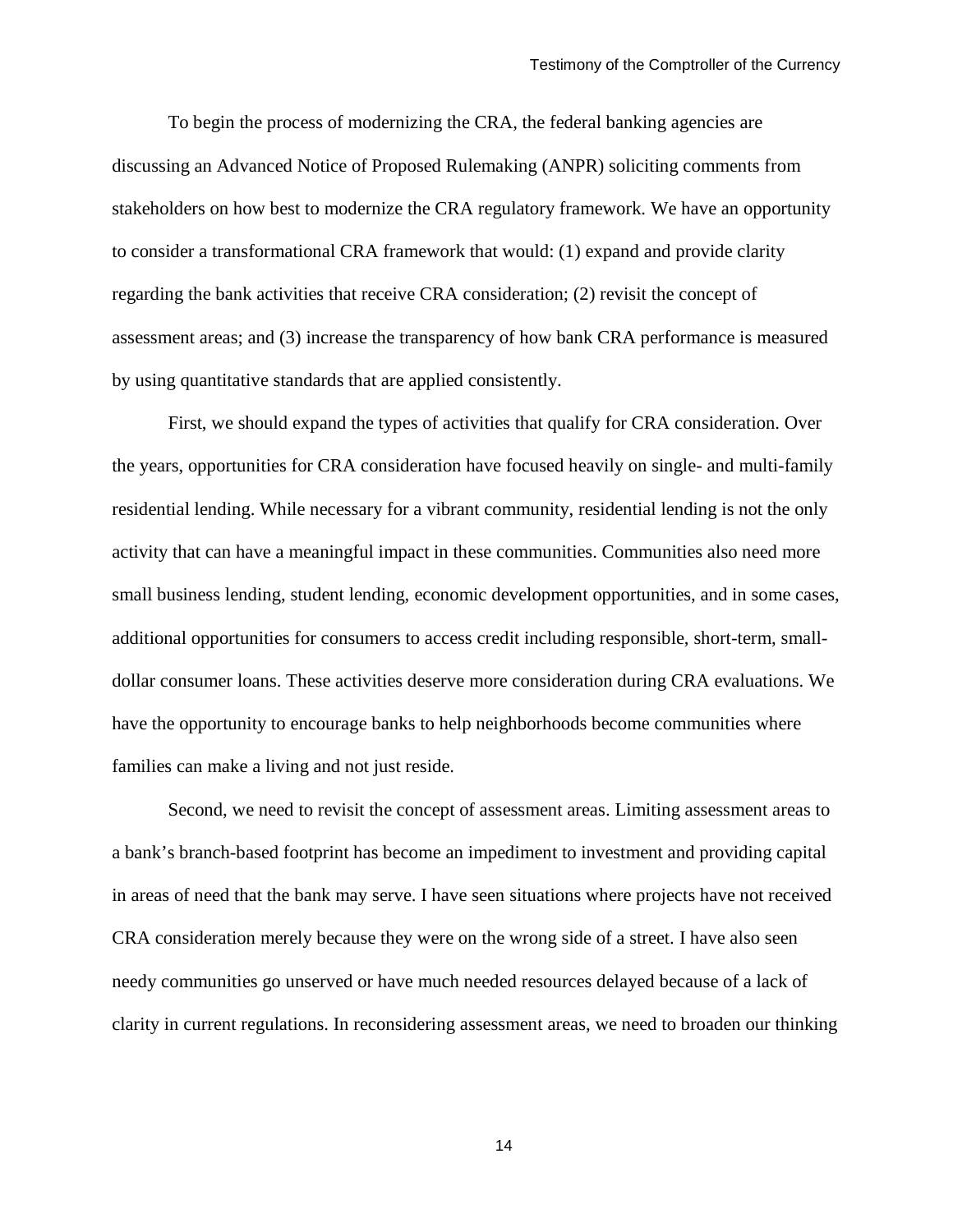To begin the process of modernizing the CRA, the federal banking agencies are discussing an Advanced Notice of Proposed Rulemaking (ANPR) soliciting comments from stakeholders on how best to modernize the CRA regulatory framework. We have an opportunity to consider a transformational CRA framework that would: (1) expand and provide clarity regarding the bank activities that receive CRA consideration; (2) revisit the concept of assessment areas; and (3) increase the transparency of how bank CRA performance is measured by using quantitative standards that are applied consistently.

First, we should expand the types of activities that qualify for CRA consideration. Over the years, opportunities for CRA consideration have focused heavily on single- and multi-family residential lending. While necessary for a vibrant community, residential lending is not the only activity that can have a meaningful impact in these communities. Communities also need more small business lending, student lending, economic development opportunities, and in some cases, additional opportunities for consumers to access credit including responsible, short-term, small-dollar consumer loans. These activities deserve more consideration during CRA evaluations. We have the opportunity to encourage banks to help neighborhoods become communities where families can make a living and not just reside.

Second, we need to revisit the concept of assessment areas. Limiting assessment areas to a bank's branch-based footprint has become an impediment to investment and providing capital in areas of need that the bank may serve. I have seen situations where projects have not received CRA consideration merely because they were on the wrong side of a street. I have also seen needy communities go unserved or have much needed resources delayed because of a lack of clarity in current regulations. In reconsidering assessment areas, we need to broaden our thinking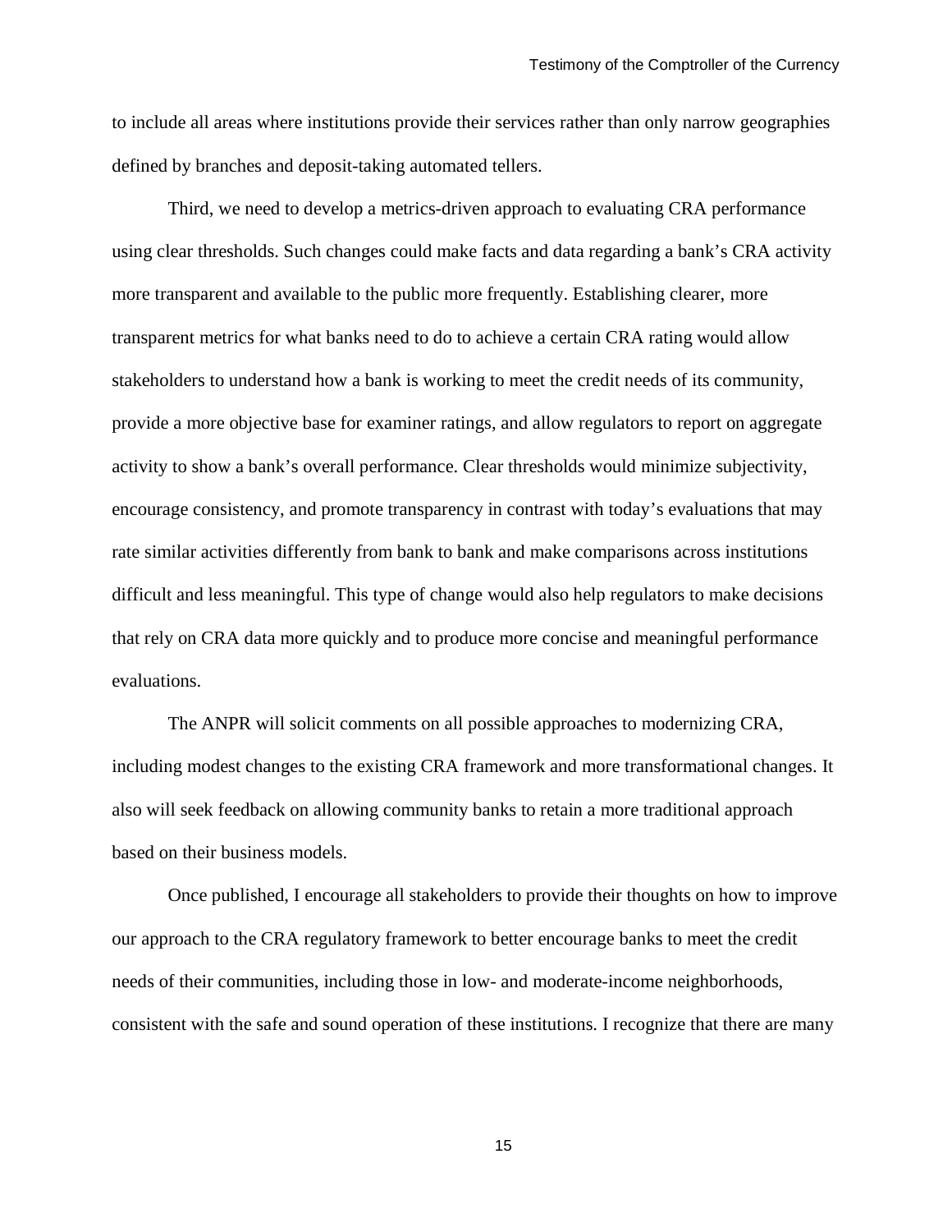to include all areas where institutions provide their services rather than only narrow geographies defined by branches and deposit-taking automated tellers.

Third, we need to develop a metrics-driven approach to evaluating CRA performance using clear thresholds. Such changes could make facts and data regarding a bank's CRA activity more transparent and available to the public more frequently. Establishing clearer, more transparent metrics for what banks need to do to achieve a certain CRA rating would allow stakeholders to understand how a bank is working to meet the credit needs of its community, provide a more objective base for examiner ratings, and allow regulators to report on aggregate activity to show a bank's overall performance. Clear thresholds would minimize subjectivity, encourage consistency, and promote transparency in contrast with today's evaluations that may rate similar activities differently from bank to bank and make comparisons across institutions difficult and less meaningful. This type of change would also help regulators to make decisions that rely on CRA data more quickly and to produce more concise and meaningful performance evaluations.

The ANPR will solicit comments on all possible approaches to modernizing CRA, including modest changes to the existing CRA framework and more transformational changes. It also will seek feedback on allowing community banks to retain a more traditional approach based on their business models.

Once published, I encourage all stakeholders to provide their thoughts on how to improve our approach to the CRA regulatory framework to better encourage banks to meet the credit needs of their communities, including those in low- and moderate-income neighborhoods, consistent with the safe and sound operation of these institutions. I recognize that there are many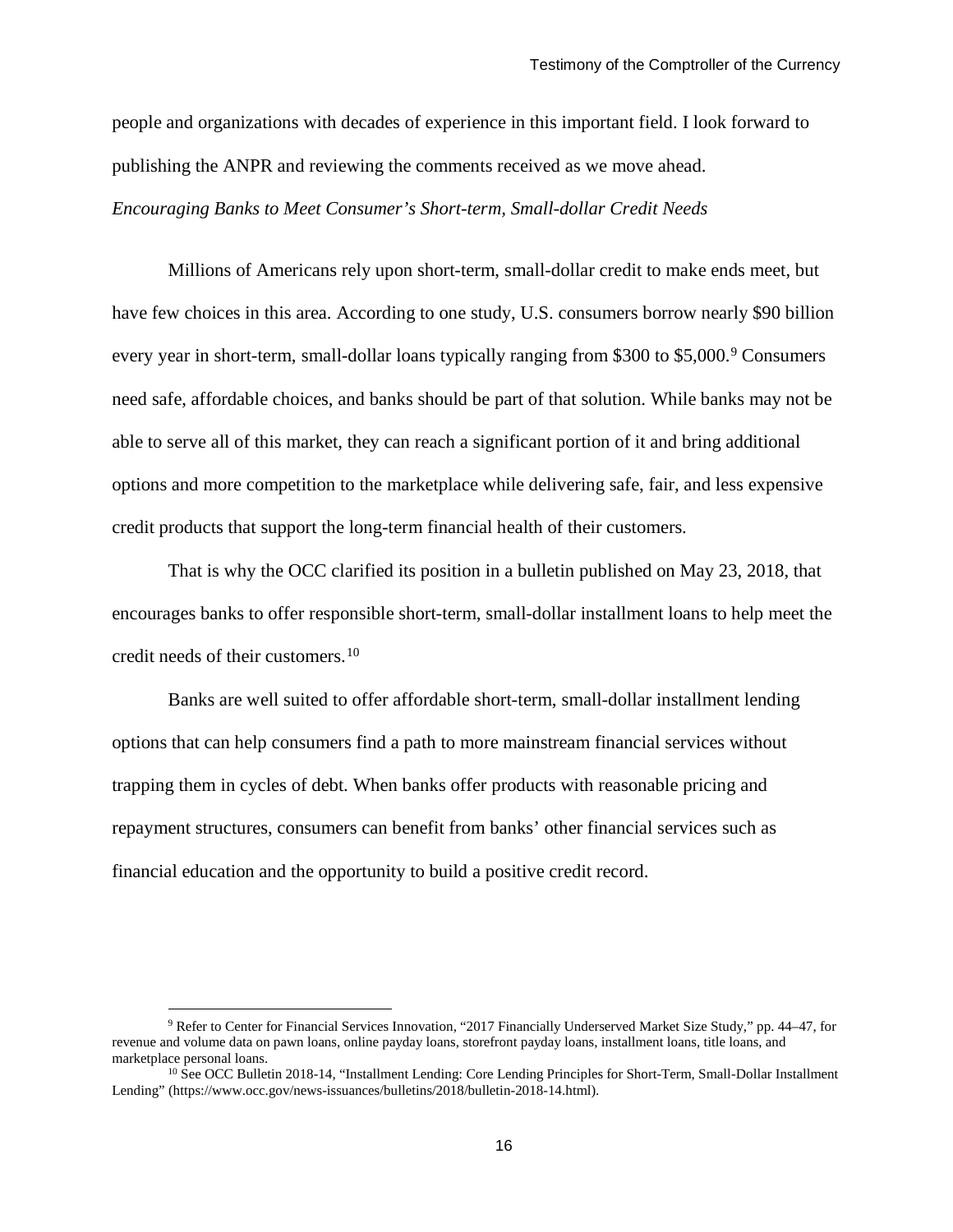people and organizations with decades of experience in this important field. I look forward to publishing the ANPR and reviewing the comments received as we move ahead.

*Encouraging Banks to Meet Consumer's Short-term, Small-dollar Credit Needs*

Millions of Americans rely upon short-term, small-dollar credit to make ends meet, but have few choices in this area. According to one study, U.S. consumers borrow nearly $90 billion every year in short-term, small-dollar loans typically ranging from $300 to $5,000.[9] Consumers need safe, affordable choices, and banks should be part of that solution. While banks may not be able to serve all of this market, they can reach a significant portion of it and bring additional options and more competition to the marketplace while delivering safe, fair, and less expensive credit products that support the long-term financial health of their customers.

That is why the OCC clarified its position in a bulletin published on May 23, 2018, that encourages banks to offer responsible short-term, small-dollar installment loans to help meet the credit needs of their customers.[10]

Banks are well suited to offer affordable short-term, small-dollar installment lending options that can help consumers find a path to more mainstream financial services without trapping them in cycles of debt. When banks offer products with reasonable pricing and repayment structures, consumers can benefit from banks' other financial services such as financial education and the opportunity to build a positive credit record.

---

[9] Refer to Center for Financial Services Innovation, "2017 Financially Underserved Market Size Study," pp. 44–47, for revenue and volume data on pawn loans, online payday loans, storefront payday loans, installment loans, title loans, and marketplace personal loans.

[10] See OCC Bulletin 2018-14, "Installment Lending: Core Lending Principles for Short-Term, Small-Dollar Installment Lending" (https://www.occ.gov/news-issuances/bulletins/2018/bulletin-2018-14.html).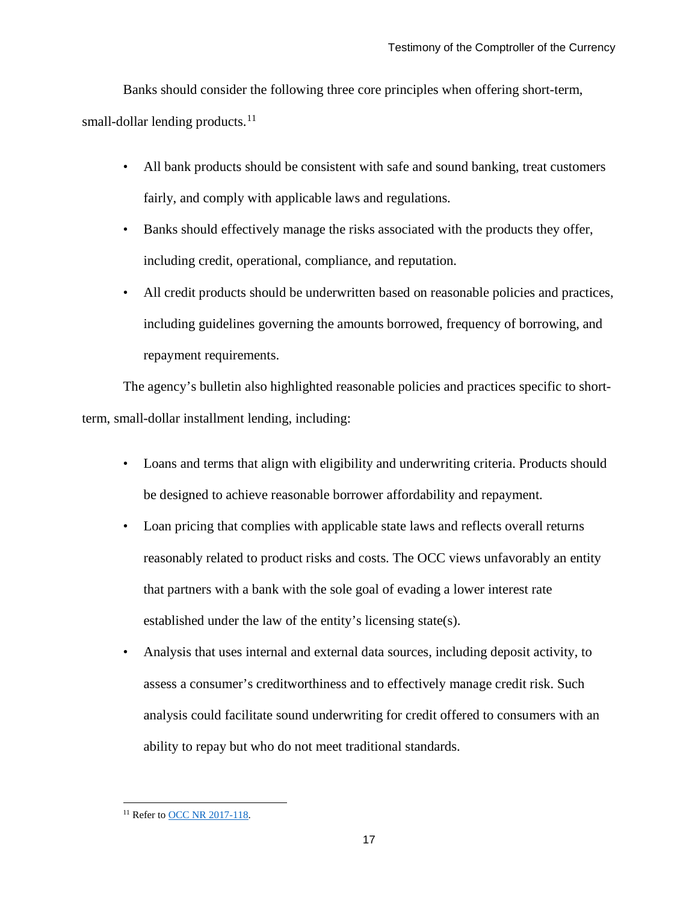Banks should consider the following three core principles when offering short-term, small-dollar lending products.[11]

- All bank products should be consistent with safe and sound banking, treat customers fairly, and comply with applicable laws and regulations.
- Banks should effectively manage the risks associated with the products they offer, including credit, operational, compliance, and reputation.
- All credit products should be underwritten based on reasonable policies and practices, including guidelines governing the amounts borrowed, frequency of borrowing, and repayment requirements.

The agency's bulletin also highlighted reasonable policies and practices specific to short-term, small-dollar installment lending, including:

- Loans and terms that align with eligibility and underwriting criteria. Products should be designed to achieve reasonable borrower affordability and repayment.
- Loan pricing that complies with applicable state laws and reflects overall returns reasonably related to product risks and costs. The OCC views unfavorably an entity that partners with a bank with the sole goal of evading a lower interest rate established under the law of the entity's licensing state(s).
- Analysis that uses internal and external data sources, including deposit activity, to assess a consumer's creditworthiness and to effectively manage credit risk. Such analysis could facilitate sound underwriting for credit offered to consumers with an ability to repay but who do not meet traditional standards.

---

[11] Refer to OCC NR 2017-118.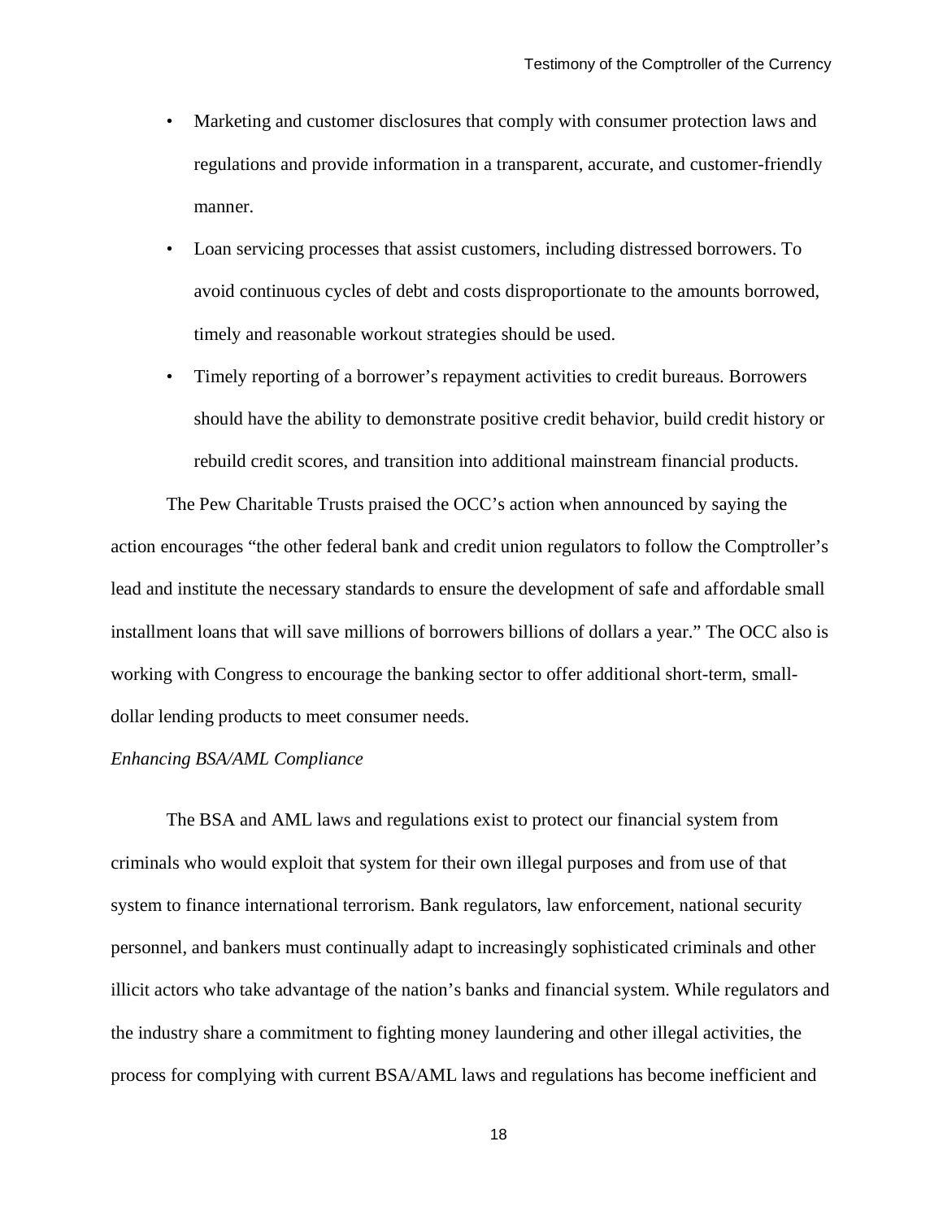- Marketing and customer disclosures that comply with consumer protection laws and regulations and provide information in a transparent, accurate, and customer-friendly manner.
- Loan servicing processes that assist customers, including distressed borrowers. To avoid continuous cycles of debt and costs disproportionate to the amounts borrowed, timely and reasonable workout strategies should be used.
- Timely reporting of a borrower's repayment activities to credit bureaus. Borrowers should have the ability to demonstrate positive credit behavior, build credit history or rebuild credit scores, and transition into additional mainstream financial products.

The Pew Charitable Trusts praised the OCC's action when announced by saying the action encourages "the other federal bank and credit union regulators to follow the Comptroller's lead and institute the necessary standards to ensure the development of safe and affordable small installment loans that will save millions of borrowers billions of dollars a year." The OCC also is working with Congress to encourage the banking sector to offer additional short-term, small-dollar lending products to meet consumer needs.

*Enhancing BSA/AML Compliance*

The BSA and AML laws and regulations exist to protect our financial system from criminals who would exploit that system for their own illegal purposes and from use of that system to finance international terrorism. Bank regulators, law enforcement, national security personnel, and bankers must continually adapt to increasingly sophisticated criminals and other illicit actors who take advantage of the nation's banks and financial system. While regulators and the industry share a commitment to fighting money laundering and other illegal activities, the process for complying with current BSA/AML laws and regulations has become inefficient and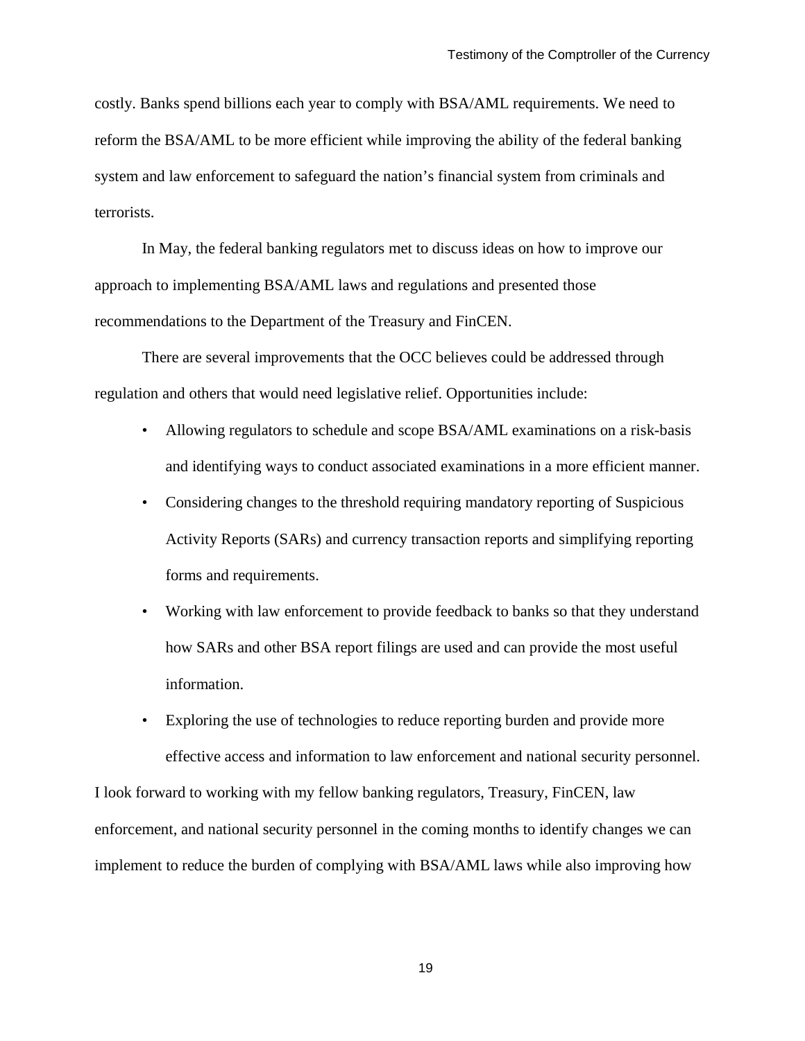costly. Banks spend billions each year to comply with BSA/AML requirements. We need to reform the BSA/AML to be more efficient while improving the ability of the federal banking system and law enforcement to safeguard the nation's financial system from criminals and terrorists.

In May, the federal banking regulators met to discuss ideas on how to improve our approach to implementing BSA/AML laws and regulations and presented those recommendations to the Department of the Treasury and FinCEN.

There are several improvements that the OCC believes could be addressed through regulation and others that would need legislative relief. Opportunities include:

- Allowing regulators to schedule and scope BSA/AML examinations on a risk-basis and identifying ways to conduct associated examinations in a more efficient manner.
- Considering changes to the threshold requiring mandatory reporting of Suspicious Activity Reports (SARs) and currency transaction reports and simplifying reporting forms and requirements.
- Working with law enforcement to provide feedback to banks so that they understand how SARs and other BSA report filings are used and can provide the most useful information.
- Exploring the use of technologies to reduce reporting burden and provide more effective access and information to law enforcement and national security personnel.

I look forward to working with my fellow banking regulators, Treasury, FinCEN, law enforcement, and national security personnel in the coming months to identify changes we can implement to reduce the burden of complying with BSA/AML laws while also improving how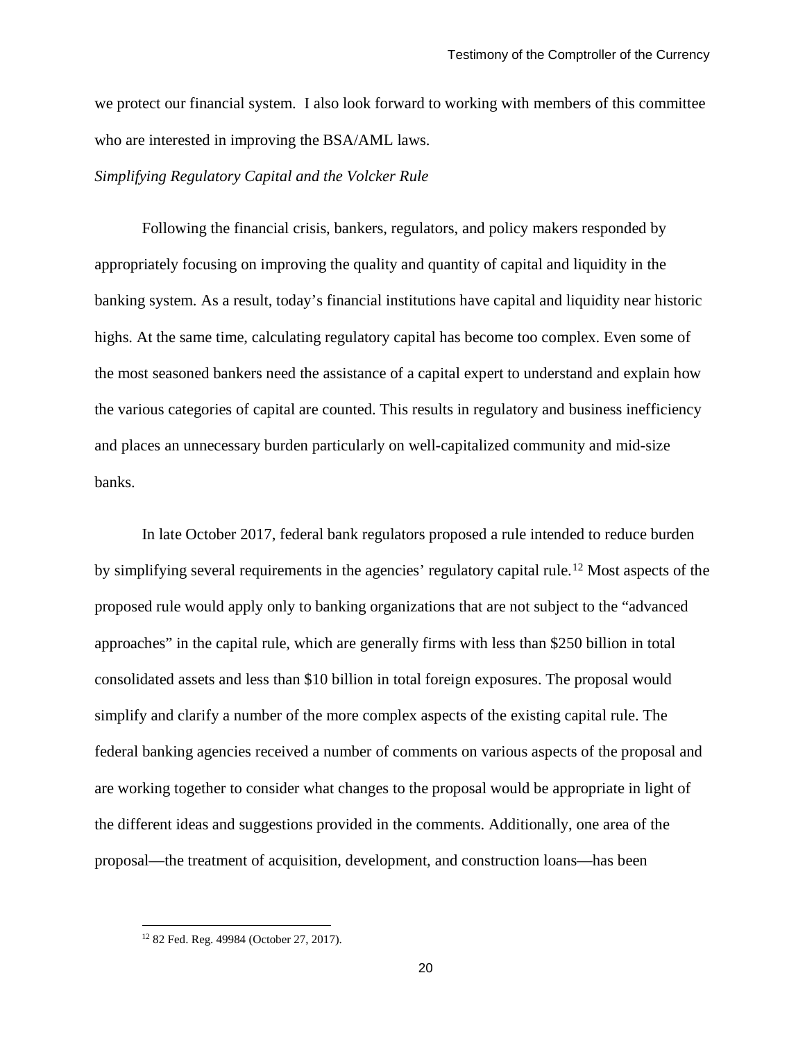we protect our financial system. I also look forward to working with members of this committee who are interested in improving the BSA/AML laws.

*Simplifying Regulatory Capital and the Volcker Rule*

Following the financial crisis, bankers, regulators, and policy makers responded by appropriately focusing on improving the quality and quantity of capital and liquidity in the banking system. As a result, today's financial institutions have capital and liquidity near historic highs. At the same time, calculating regulatory capital has become too complex. Even some of the most seasoned bankers need the assistance of a capital expert to understand and explain how the various categories of capital are counted. This results in regulatory and business inefficiency and places an unnecessary burden particularly on well-capitalized community and mid-size banks.

In late October 2017, federal bank regulators proposed a rule intended to reduce burden by simplifying several requirements in the agencies' regulatory capital rule.[12] Most aspects of the proposed rule would apply only to banking organizations that are not subject to the "advanced approaches" in the capital rule, which are generally firms with less than $250 billion in total consolidated assets and less than $10 billion in total foreign exposures. The proposal would simplify and clarify a number of the more complex aspects of the existing capital rule. The federal banking agencies received a number of comments on various aspects of the proposal and are working together to consider what changes to the proposal would be appropriate in light of the different ideas and suggestions provided in the comments. Additionally, one area of the proposal—the treatment of acquisition, development, and construction loans—has been

[12] 82 Fed. Reg. 49984 (October 27, 2017).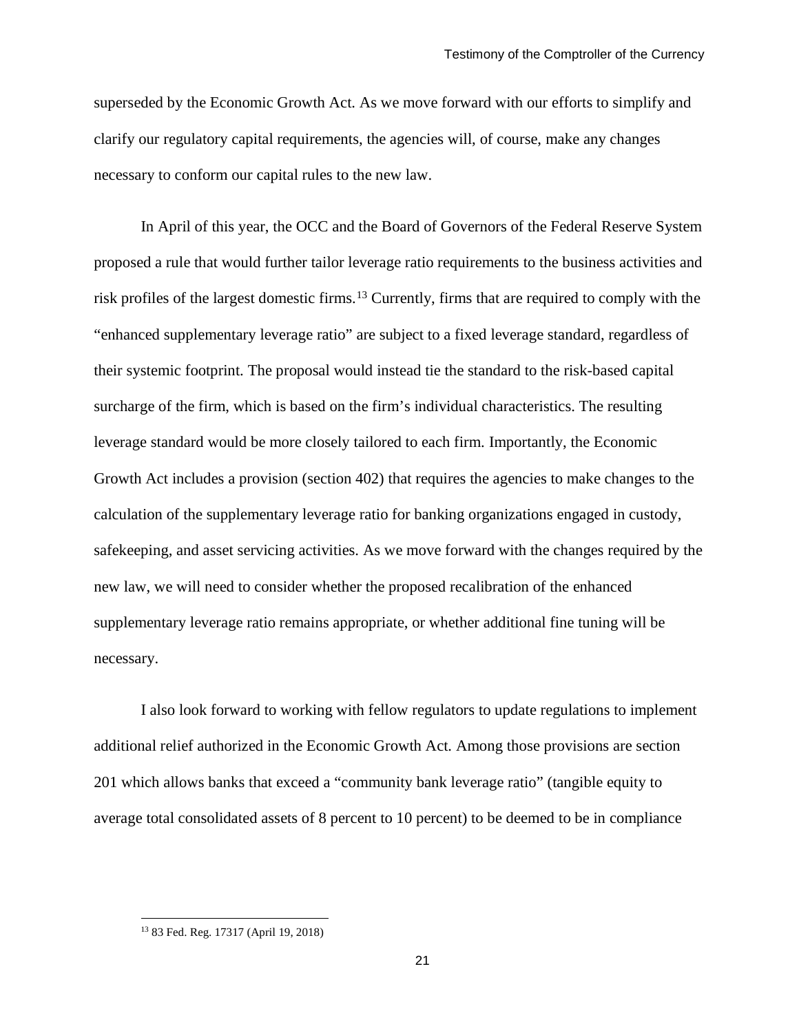superseded by the Economic Growth Act. As we move forward with our efforts to simplify and clarify our regulatory capital requirements, the agencies will, of course, make any changes necessary to conform our capital rules to the new law.

In April of this year, the OCC and the Board of Governors of the Federal Reserve System proposed a rule that would further tailor leverage ratio requirements to the business activities and risk profiles of the largest domestic firms.[13] Currently, firms that are required to comply with the "enhanced supplementary leverage ratio" are subject to a fixed leverage standard, regardless of their systemic footprint. The proposal would instead tie the standard to the risk-based capital surcharge of the firm, which is based on the firm's individual characteristics. The resulting leverage standard would be more closely tailored to each firm. Importantly, the Economic Growth Act includes a provision (section 402) that requires the agencies to make changes to the calculation of the supplementary leverage ratio for banking organizations engaged in custody, safekeeping, and asset servicing activities. As we move forward with the changes required by the new law, we will need to consider whether the proposed recalibration of the enhanced supplementary leverage ratio remains appropriate, or whether additional fine tuning will be necessary.

I also look forward to working with fellow regulators to update regulations to implement additional relief authorized in the Economic Growth Act. Among those provisions are section 201 which allows banks that exceed a "community bank leverage ratio" (tangible equity to average total consolidated assets of 8 percent to 10 percent) to be deemed to be in compliance

---

[13] 83 Fed. Reg. 17317 (April 19, 2018)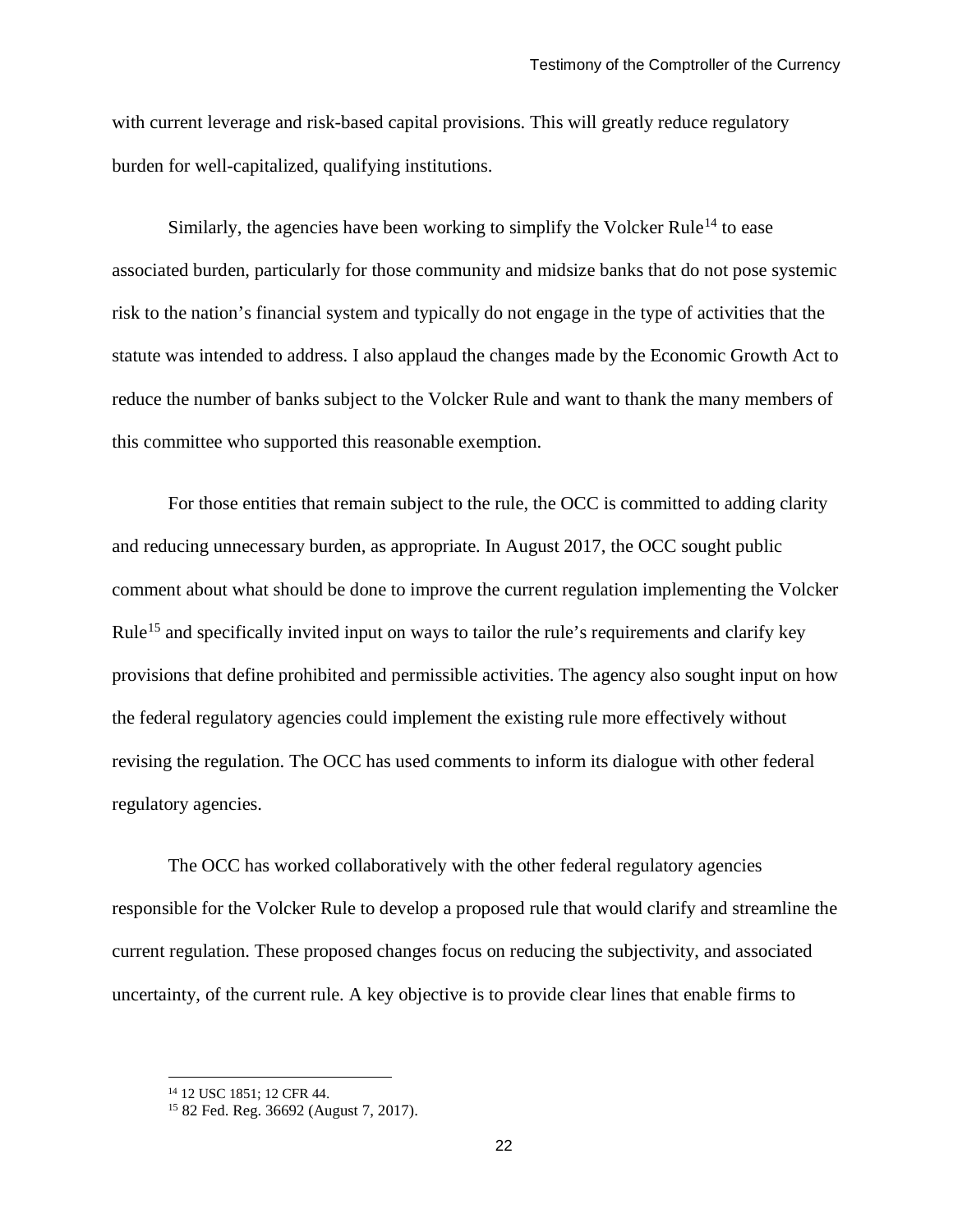with current leverage and risk-based capital provisions. This will greatly reduce regulatory burden for well-capitalized, qualifying institutions.

Similarly, the agencies have been working to simplify the Volcker Rule[14] to ease associated burden, particularly for those community and midsize banks that do not pose systemic risk to the nation's financial system and typically do not engage in the type of activities that the statute was intended to address. I also applaud the changes made by the Economic Growth Act to reduce the number of banks subject to the Volcker Rule and want to thank the many members of this committee who supported this reasonable exemption.

For those entities that remain subject to the rule, the OCC is committed to adding clarity and reducing unnecessary burden, as appropriate. In August 2017, the OCC sought public comment about what should be done to improve the current regulation implementing the Volcker Rule[15] and specifically invited input on ways to tailor the rule's requirements and clarify key provisions that define prohibited and permissible activities. The agency also sought input on how the federal regulatory agencies could implement the existing rule more effectively without revising the regulation. The OCC has used comments to inform its dialogue with other federal regulatory agencies.

The OCC has worked collaboratively with the other federal regulatory agencies responsible for the Volcker Rule to develop a proposed rule that would clarify and streamline the current regulation. These proposed changes focus on reducing the subjectivity, and associated uncertainty, of the current rule. A key objective is to provide clear lines that enable firms to

---

[14] 12 USC 1851; 12 CFR 44.

[15] 82 Fed. Reg. 36692 (August 7, 2017).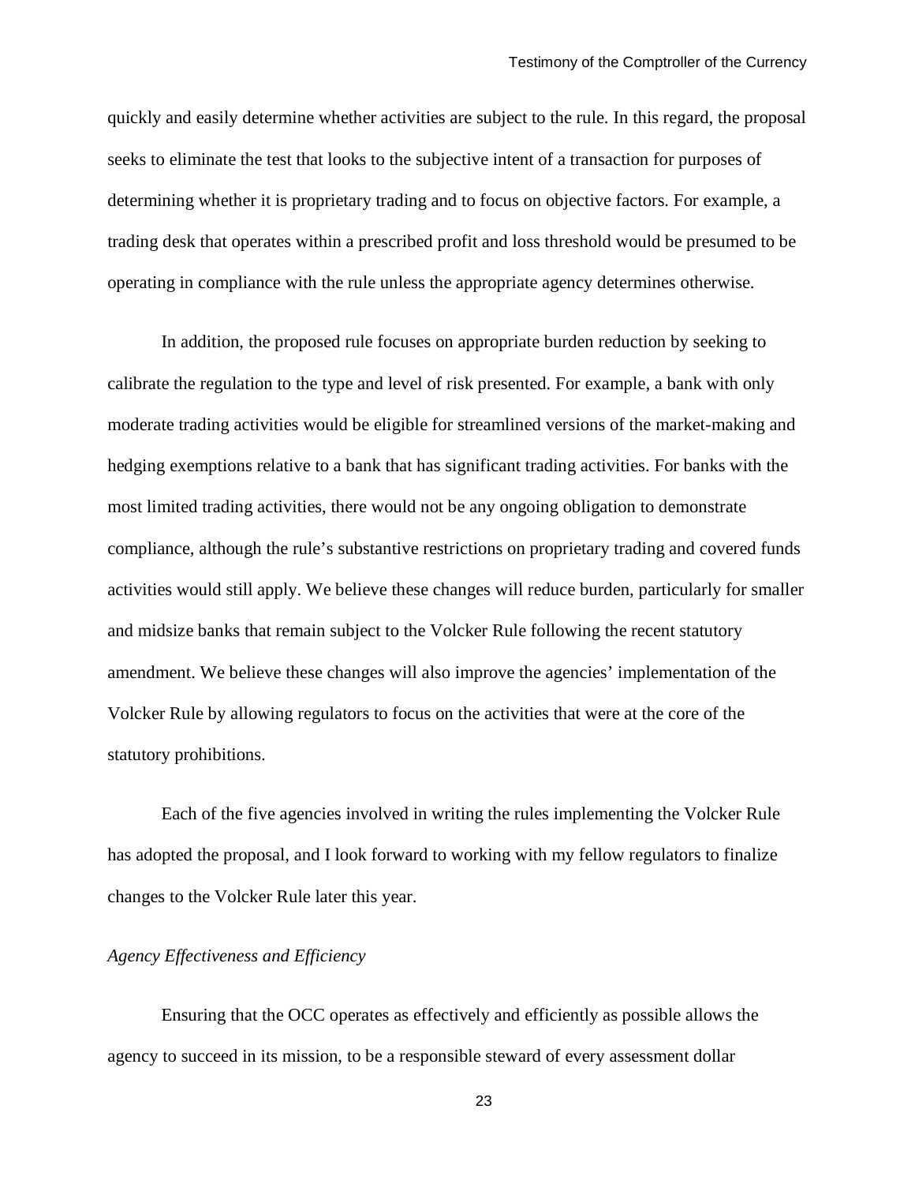quickly and easily determine whether activities are subject to the rule. In this regard, the proposal seeks to eliminate the test that looks to the subjective intent of a transaction for purposes of determining whether it is proprietary trading and to focus on objective factors. For example, a trading desk that operates within a prescribed profit and loss threshold would be presumed to be operating in compliance with the rule unless the appropriate agency determines otherwise.

In addition, the proposed rule focuses on appropriate burden reduction by seeking to calibrate the regulation to the type and level of risk presented. For example, a bank with only moderate trading activities would be eligible for streamlined versions of the market-making and hedging exemptions relative to a bank that has significant trading activities. For banks with the most limited trading activities, there would not be any ongoing obligation to demonstrate compliance, although the rule's substantive restrictions on proprietary trading and covered funds activities would still apply. We believe these changes will reduce burden, particularly for smaller and midsize banks that remain subject to the Volcker Rule following the recent statutory amendment. We believe these changes will also improve the agencies' implementation of the Volcker Rule by allowing regulators to focus on the activities that were at the core of the statutory prohibitions.

Each of the five agencies involved in writing the rules implementing the Volcker Rule has adopted the proposal, and I look forward to working with my fellow regulators to finalize changes to the Volcker Rule later this year.

*Agency Effectiveness and Efficiency*

Ensuring that the OCC operates as effectively and efficiently as possible allows the agency to succeed in its mission, to be a responsible steward of every assessment dollar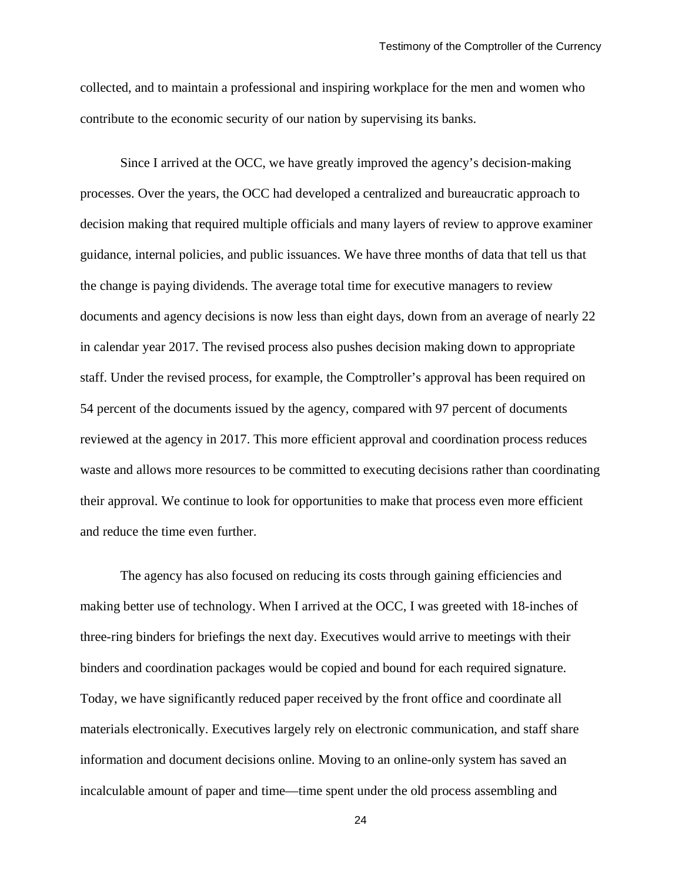collected, and to maintain a professional and inspiring workplace for the men and women who contribute to the economic security of our nation by supervising its banks.

Since I arrived at the OCC, we have greatly improved the agency's decision-making processes. Over the years, the OCC had developed a centralized and bureaucratic approach to decision making that required multiple officials and many layers of review to approve examiner guidance, internal policies, and public issuances. We have three months of data that tell us that the change is paying dividends. The average total time for executive managers to review documents and agency decisions is now less than eight days, down from an average of nearly 22 in calendar year 2017. The revised process also pushes decision making down to appropriate staff. Under the revised process, for example, the Comptroller's approval has been required on 54 percent of the documents issued by the agency, compared with 97 percent of documents reviewed at the agency in 2017. This more efficient approval and coordination process reduces waste and allows more resources to be committed to executing decisions rather than coordinating their approval. We continue to look for opportunities to make that process even more efficient and reduce the time even further.

The agency has also focused on reducing its costs through gaining efficiencies and making better use of technology. When I arrived at the OCC, I was greeted with 18-inches of three-ring binders for briefings the next day. Executives would arrive to meetings with their binders and coordination packages would be copied and bound for each required signature. Today, we have significantly reduced paper received by the front office and coordinate all materials electronically. Executives largely rely on electronic communication, and staff share information and document decisions online. Moving to an online-only system has saved an incalculable amount of paper and time—time spent under the old process assembling and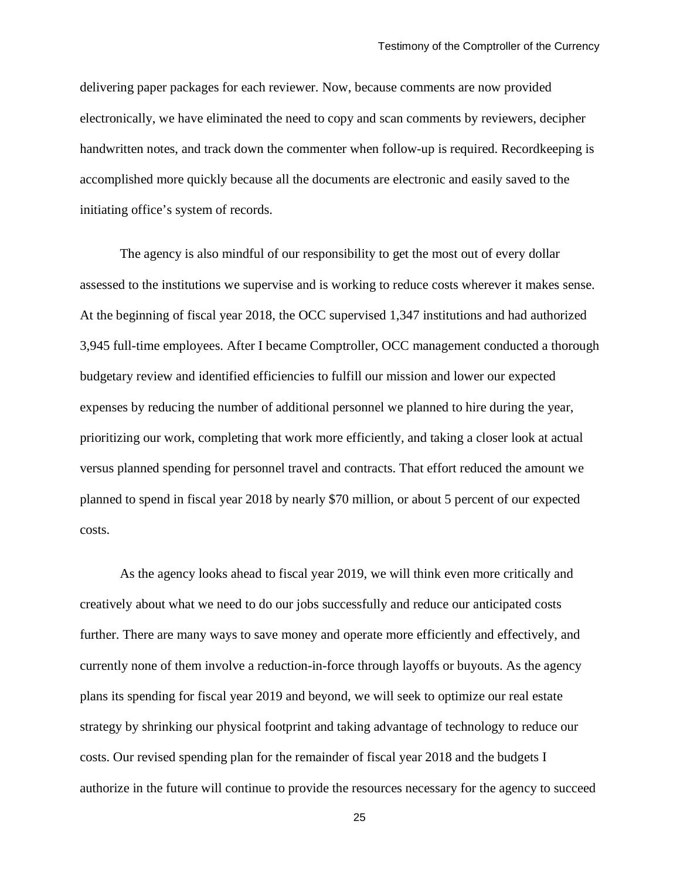delivering paper packages for each reviewer. Now, because comments are now provided electronically, we have eliminated the need to copy and scan comments by reviewers, decipher handwritten notes, and track down the commenter when follow-up is required. Recordkeeping is accomplished more quickly because all the documents are electronic and easily saved to the initiating office's system of records.

The agency is also mindful of our responsibility to get the most out of every dollar assessed to the institutions we supervise and is working to reduce costs wherever it makes sense. At the beginning of fiscal year 2018, the OCC supervised 1,347 institutions and had authorized 3,945 full-time employees. After I became Comptroller, OCC management conducted a thorough budgetary review and identified efficiencies to fulfill our mission and lower our expected expenses by reducing the number of additional personnel we planned to hire during the year, prioritizing our work, completing that work more efficiently, and taking a closer look at actual versus planned spending for personnel travel and contracts. That effort reduced the amount we planned to spend in fiscal year 2018 by nearly $70 million, or about 5 percent of our expected costs.

As the agency looks ahead to fiscal year 2019, we will think even more critically and creatively about what we need to do our jobs successfully and reduce our anticipated costs further. There are many ways to save money and operate more efficiently and effectively, and currently none of them involve a reduction-in-force through layoffs or buyouts. As the agency plans its spending for fiscal year 2019 and beyond, we will seek to optimize our real estate strategy by shrinking our physical footprint and taking advantage of technology to reduce our costs. Our revised spending plan for the remainder of fiscal year 2018 and the budgets I authorize in the future will continue to provide the resources necessary for the agency to succeed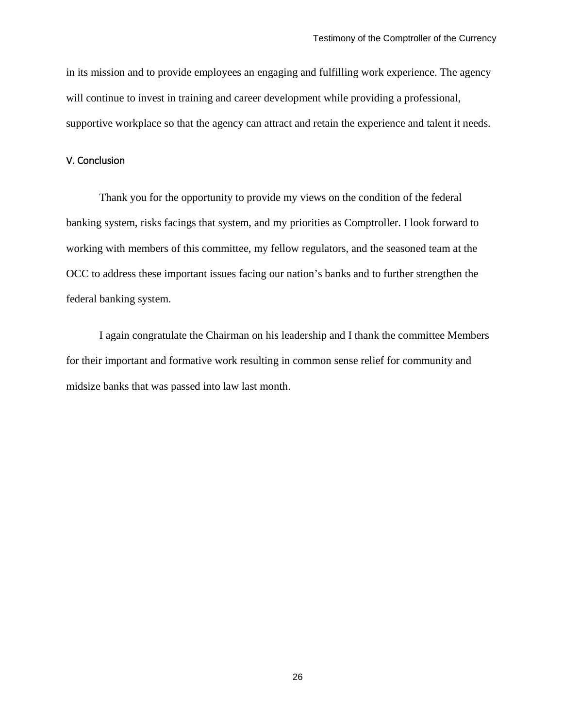in its mission and to provide employees an engaging and fulfilling work experience. The agency will continue to invest in training and career development while providing a professional, supportive workplace so that the agency can attract and retain the experience and talent it needs.

## V. Conclusion

Thank you for the opportunity to provide my views on the condition of the federal banking system, risks facings that system, and my priorities as Comptroller. I look forward to working with members of this committee, my fellow regulators, and the seasoned team at the OCC to address these important issues facing our nation's banks and to further strengthen the federal banking system.

I again congratulate the Chairman on his leadership and I thank the committee Members for their important and formative work resulting in common sense relief for community and midsize banks that was passed into law last month.